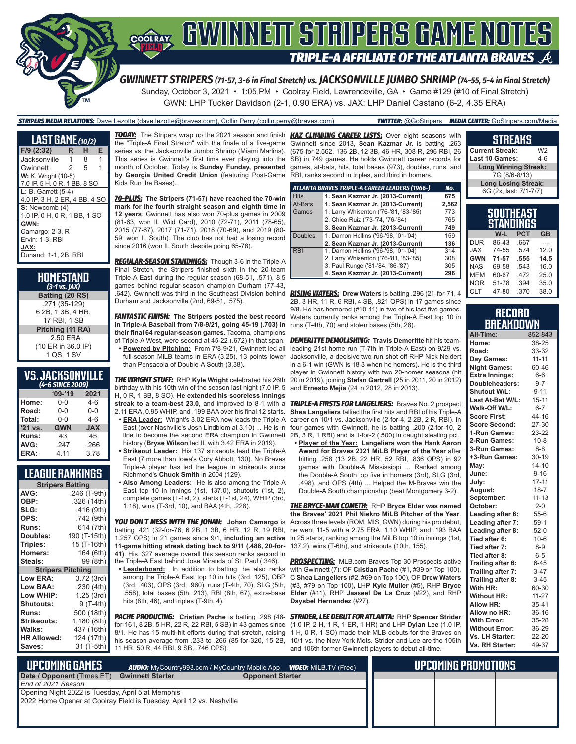# GWINNETT STRIPERS GAME NOTES

## TRIPLE-A AFFILIATE OF THE ATLANTA BRAVES

### GWINNETT STRIPERS (71-57, 3-6 in Final Stretch) vs. JACKSONVILLE JUMBO SHRIMP (74-55, 5-4 in Final Stretch)

Sunday, October 3, 2021 • 1:05 PM • Coolray Field, Lawrenceville, GA • Game #129 (#10 of Final Stretch)

GWN: LHP Tucker Davidson (2-1, 0.90 ERA) vs. JAX: LHP Daniel Castano (6-2, 4.35 ERA)

**STRIPERS MEDIA RELATIONS:** Dave Lezotte (dave.lezotte@braves.com), Collin Perry (collin.perry@braves.com) **TWITTER:** @GoStripers **MEDIA CENTER:** GoStripers.com/Media

## LAST GAME (10/2)

| F/9 (2:32) | R | H | E |
|---|---|---|---|
| Jacksonville | 1 | 8 | 1 |
| Gwinnett | 2 | 5 | 1 |

**W:** K. Wright (10-5)
7.0 IP, 5 H, 0 R, 1 BB, 8 SO

**L:** B. Garrett (5-4)
4.0 IP, 3 H, 2 ER, 4 BB, 4 SO

**S:** Newcomb (4)
1.0 IP, 0 H, 0 R, 1 BB, 1 SO

**GWN:**
Camargo: 2-3, R
Ervin: 1-3, RBI

**JAX:**
Dunand: 1-1, 2B, RBI

## HOMESTAND (3-1 vs. JAX)

**Batting (20 RS)**
.271 (35-129)
6 2B, 1 3B, 4 HR,
17 RBI, 1 SB

**Pitching (11 RA)**
2.50 ERA
(10 ER in 36.0 IP)
1 QS, 1 SV

## VS. JACKSONVILLE (4-6 SINCE 2009)

| | '09-'19 | 2021 |
|---|---|---|
| Home: | 0-0 | 4-6 |
| Road: | 0-0 | 0-0 |
| Total: | 0-0 | 4-6 |
| '21 vs. | GWN | JAX |
| Runs: | 43 | 45 |
| AVG: | .247 | .266 |
| ERA: | 4.11 | 3.78 |

## LEAGUE RANKINGS

| Stripers Batting | |
|---|---|
| AVG: | .246 (T-9th) |
| OBP: | .326 (14th) |
| SLG: | .416 (9th) |
| OPS: | .742 (9th) |
| Runs: | 614 (7th) |
| Doubles: | 190 (T-15th) |
| Triples: | 15 (T-16th) |
| Homers: | 164 (6th) |
| Steals: | 99 (8th) |
| **Stripers Pitching** | |
| Low ERA: | 3.72 (3rd) |
| Low BAA: | .230 (4th) |
| Low WHIP: | 1.25 (3rd) |
| Shutouts: | 9 (T-4th) |
| Runs: | 500 (18th) |
| Strikeouts: | 1,180 (8th) |
| Walks: | 437 (16th) |
| HR Allowed: | 124 (17th) |
| Saves: | 31 (T-5th) |

**TODAY:** The Stripers wrap up the 2021 season and finish the "Triple-A Final Stretch" with the finale of a five-game series vs. the Jacksonville Jumbo Shrimp (Miami Marlins). This series is Gwinnett's first time ever playing into the month of October. Today is **Sunday Funday, presented by Georgia United Credit Union** (featuring Post-Game Kids Run the Bases).

**70-PLUS:** **The Stripers (71-57) have reached the 70-win mark for the fourth straight season and eighth time in 12 years**. Gwinnett has also won 70-plus games in 2009 (81-63, won IL Wild Card), 2010 (72-71), 2011 (78-65), 2015 (77-67), 2017 (71-71), 2018 (70-69), and 2019 (80-59, won IL South). The club has not had a losing record since 2016 (won IL South despite going 65-78).

**REGULAR-SEASON STANDINGS:** Though 3-6 in the Triple-A Final Stretch, the Stripers finished sixth in the 20-team Triple-A East during the regular season (68-51, .571), 8.5 games behind regular-season champion Durham (77-43, .642). Gwinnett was third in the Southeast Division behind Durham and Jacksonville (2nd, 69-51, .575).

**FANTASTIC FINISH:** **The Stripers posted the best record in Triple-A Baseball from 7/8-9/21, going 45-19 (.703) in their final 64 regular-season games**. Tacoma, champions of Triple-A West, were second at 45-22 (.672) in that span.
- **Powered by Pitching:** From 7/8-9/21, Gwinnett led all full-season MiLB teams in ERA (3.25), 13 points lower than Pensacola of Double-A South (3.38).

**THE WRIGHT STUFF:** RHP **Kyle Wright** celebrated his 26th birthday with his 10th win of the season last night (7.0 IP, 5 H, 0 R, 1 BB, 8 SO). **He extended his scoreless innings streak to a team-best 23.0**, and improved to 8-1 with a 2.11 ERA, 0.95 WHIP, and .199 BAA over his final 12 starts.
- **ERA Leader:** Wright's 3.02 ERA now leads the Triple-A East (over Nashville's Josh Lindblom at 3.10) ... He is in line to become the second ERA champion in Gwinnett history (**Bryse Wilson** led IL with 3.42 ERA in 2019).
- **Strikeout Leader:** His 137 strikeouts lead the Triple-A East (7 more than Iowa's Cory Abbott, 130). No Braves Triple-A player has led the league in strikeouts since Richmond's **Chuck Smith** in 2004 (129).
- **Also Among Leaders:** He is also among the Triple-A East top 10 in innings (1st, 137.0), shutouts (1st, 2), complete games (T-1st, 2), starts (T-1st, 24), WHIP (3rd, 1.18), wins (T-3rd, 10), and BAA (4th, .228).

**YOU DON'T MESS WITH THE JOHAN:** **Johan Camargo** is batting .421 (32-for-76, 6 2B, 1 3B, 6 HR, 12 R, 19 RBI, 1.257 OPS) in 21 games since 9/1, **including an active 11-game hitting streak dating back to 9/11 (.488, 20-for-41)**. His .327 average overall this season ranks second in the Triple-A East behind Jose Miranda of St. Paul (.346).
- **Leaderboard:** In addition to batting, he also ranks among the Triple-A East top 10 in hits (3rd, 125), OBP (3rd, .403), OPS (3rd, .960), runs (T-4th, 70), SLG (5th, .558), total bases (5th, 213), RBI (8th, 67), extra-base hits (8th, 46), and triples (T-9th, 4).

**PACHE PRODUCING:** **Cristian Pache** is batting .298 (48-for-161, 8 2B, 5 HR, 22 R, 22 RBI, 5 SB) in 43 games since 8/1. He has 15 multi-hit efforts during that stretch, raising his season average from .233 to .266 (85-for-320, 15 2B, 11 HR, 50 R, 44 RBI, 9 SB, .746 OPS).

**KAZ CLIMBING CAREER LISTS:** Over eight seasons with Gwinnett since 2013, **Sean Kazmar Jr.** is batting .263 (675-for-2,562, 136 2B, 12 3B, 46 HR, 308 R, 296 RBI, 26 SB) in 749 games. He holds Gwinnett career records for games, at-bats, hits, total bases (973), doubles, runs, and RBI, ranks second in triples, and third in homers.

| ATLANTA BRAVES TRIPLE-A CAREER LEADERS (1966-) | | No. |
|---|---|---|
| Hits | **1. Sean Kazmar Jr. (2013-Current)** | **675** |
| At-Bats | **1. Sean Kazmar Jr. (2013-Current)** | **2,562** |
| Games | 1. Larry Whisenton ('76-'81, '83-'85) | 773 |
| | 2. Chico Ruiz ('73-'74, '76-'84) | 765 |
| | **3. Sean Kazmar Jr. (2013-Current)** | **749** |
| Doubles | 1. Damon Hollins ('96-'98, '01-'04) | 159 |
| | **2. Sean Kazmar Jr. (2013-Current)** | **136** |
| RBI | 1. Damon Hollins ('96-'98, '01-'04) | 314 |
| | 2. Larry Whisenton ('76-'81, '83-'85) | 308 |
| | 3. Paul Runge ('81-'84, '86-'87) | 305 |
| | **4. Sean Kazmar Jr. (2013-Current)** | **296** |

**RISING WATERS:** **Drew Waters** is batting .296 (21-for-71, 4 2B, 3 HR, 11 R, 6 RBI, 4 SB, .821 OPS) in 17 games since 9/8. He has homered (#10-11) in two of his last five games. Waters currently ranks among the Triple-A East top 10 in runs (T-4th, 70) and stolen bases (5th, 28).

**DEMERITTE DEMOLISHING:** **Travis Demeritte** hit his team-leading 21st home run (T-7th in Triple-A East) on 9/29 vs. Jacksonville, a decisive two-run shot off RHP Nick Neidert in a 6-1 win (GWN is 18-3 when he homers). He is the third player in Gwinnett history with two 20-homer seasons (hit 20 in 2019), joining **Stefan Gartrell** (25 in 2011, 20 in 2012) and **Ernesto Mejia** (24 in 2012, 28 in 2013).

**TRIPLE-A FIRSTS FOR LANGELIERS:** Braves No. 2 prospect **Shea Langeliers** tallied the first hits and RBI of his Triple-A career on 10/1 vs. Jacksonville (2-for-4, 2 2B, 2 R, 1 RBI). In four games with Gwinnett, he is batting .200 (2-for-10, 2 2B, 3 R, 1 RBI) and is 1-for-2 (.500) in caught stealing pct.
- **Player of the Year:** Langeliers won the Hank Aaron Award for Braves 2021 MiLB Player of the Year after hitting .258 (13 2B, 22 HR, 52 RBI, .836 OPS) in 92 games with Double-A Mississippi ... Ranked among the Double-A South top five in homers (3rd), SLG (3rd, .498), and OPS (4th) ... Helped the M-Braves win the Double-A South championship (beat Montgomery 3-2).

**THE BRYCE-MAN COMETH:** RHP **Bryce Elder was named the Braves' 2021 Phil Niekro MiLB Pitcher of the Year**. Across three levels (ROM, MIS, GWN) during his pro debut, he went 11-5 with a 2.75 ERA, 1.10 WHIP, and .193 BAA in 25 starts, ranking among the MiLB top 10 in innings (1st, 137.2), wins (T-6th), and strikeouts (10th, 155).

**PROSPECTING:** MLB.com Braves Top 30 Prospects active with Gwinnett (7): OF **Cristian Pache** (#1, #39 on Top 100), C **Shea Langeliers** (#2, #69 on Top 100), OF **Drew Waters** (#3, #79 on Top 100), LHP **Kyle Muller** (#5), RHP **Bryce Elder** (#11), RHP **Jasseel De La Cruz** (#22), and RHP **Daysbel Hernandez** (#27).

**STRIDER, LEE DEBUT FOR ATLANTA:** RHP **Spencer Strider** (1.0 IP, 2 H, 1 R, 1 ER, 1 HR) and LHP **Dylan Lee** (1.0 IP, 1 H, 0 R, 1 SO) made their MLB debuts for the Braves on 10/1 vs. the New York Mets. Strider and Lee are the 105th and 106th former Gwinnett players to debut all-time.

## STREAKS

| | |
|---|---|
| Current Streak: | W2 |
| Last 10 Games: | 4-6 |
| **Long Winning Streak:** | |
| 7G (8/6-8/13) | |
| **Long Losing Streak:** | |
| 6G (2x, last: 7/1-7/7) | |

## SOUTHEAST STANDINGS

| | W-L | PCT | GB |
|---|---|---|---|
| DUR | 86-43 | .667 | --- |
| JAX | 74-55 | .574 | 12.0 |
| **GWN** | **71-57** | **.555** | **14.5** |
| NAS | 69-58 | .543 | 16.0 |
| MEM | 60-67 | .472 | 25.0 |
| NOR | 51-78 | .394 | 35.0 |
| CLT | 47-80 | .370 | 38.0 |

## RECORD BREAKDOWN

| | |
|---|---|
| All-Time: | 852-843 |
| Home: | 38-25 |
| Road: | 33-32 |
| Day Games: | 11-11 |
| Night Games: | 60-46 |
| Extra Innings: | 6-6 |
| Doubleheaders: | 9-7 |
| Shutout W/L: | 9-11 |
| Last At-Bat W/L: | 15-11 |
| Walk-Off W/L: | 6-7 |
| Score First: | 44-16 |
| Score Second: | 27-30 |
| 1-Run Games: | 23-22 |
| 2-Run Games: | 10-8 |
| 3-Run Games: | 8-8 |
| +3-Run Games: | 30-19 |
| May: | 14-10 |
| June: | 9-16 |
| July: | 17-11 |
| August: | 18-7 |
| September: | 11-13 |
| October: | 2-0 |
| Leading after 6: | 55-6 |
| Leading after 7: | 59-1 |
| Leading after 8: | 52-0 |
| Tied after 6: | 10-6 |
| Tied after 7: | 8-9 |
| Tied after 8: | 6-5 |
| Trailing after 6: | 6-45 |
| Trailing after 7: | 3-47 |
| Trailing after 8: | 3-45 |
| With HR: | 60-30 |
| Without HR: | 11-27 |
| Allow HR: | 35-41 |
| Allow no HR: | 36-16 |
| With Error: | 35-28 |
| Without Error: | 36-29 |
| Vs. LH Starter: | 22-20 |
| Vs. RH Starter: | 49-37 |

## UPCOMING GAMES

**AUDIO:** MyCountry993.com / MyCountry Mobile App **VIDEO:** MiLB.TV (Free)

| Date / Opponent (Times ET) | Gwinnett Starter | Opponent Starter |
|---|---|---|
| *End of 2021 Season* | | |
| Opening Night 2022 is Tuesday, April 5 at Memphis | | |
| 2022 Home Opener at Coolray Field is Tuesday, April 12 vs. Nashville | | |

## UPCOMING PROMOTIONS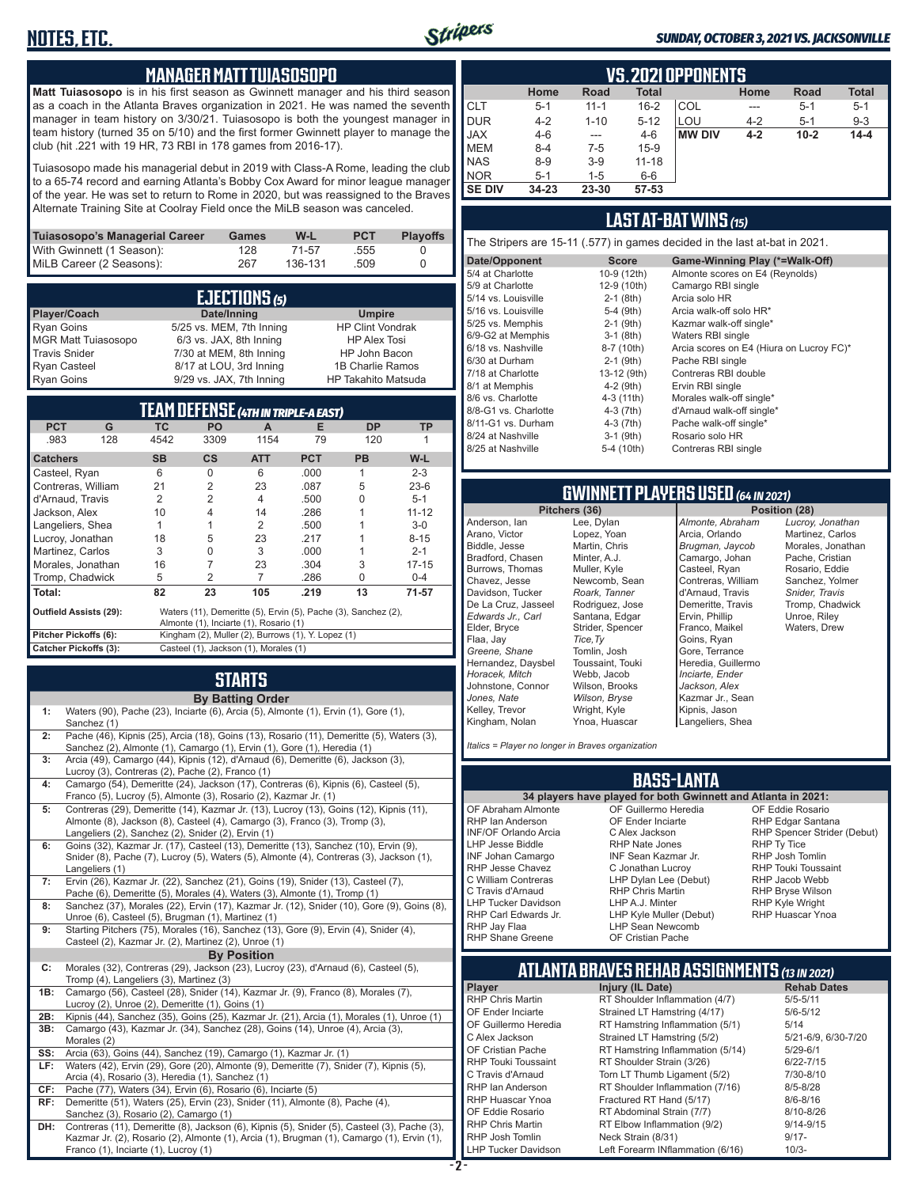# NOTES, ETC.

*SUNDAY, OCTOBER 3, 2021 VS. JACKSONVILLE*

## MANAGER MATT TUIASOSOPO

**Matt Tuiasosopo** is in his first season as Gwinnett manager and his third season as a coach in the Atlanta Braves organization in 2021. He was named the seventh manager in team history on 3/30/21. Tuiasosopo is both the youngest manager in team history (turned 35 on 5/10) and the first former Gwinnett player to manage the club (hit .221 with 19 HR, 73 RBI in 178 games from 2016-17).

Tuiasosopo made his managerial debut in 2019 with Class-A Rome, leading the club to a 65-74 record and earning Atlanta's Bobby Cox Award for minor league manager of the year. He was set to return to Rome in 2020, but was reassigned to the Braves Alternate Training Site at Coolray Field once the MiLB season was canceled.

| Tuiasosopo's Managerial Career | Games | W-L | PCT | Playoffs |
|---|---|---|---|---|
| With Gwinnett (1 Season): | 128 | 71-57 | .555 | 0 |
| MiLB Career (2 Seasons): | 267 | 136-131 | .509 | 0 |

## EJECTIONS (5)

| Player/Coach | Date/Inning | Umpire |
|---|---|---|
| Ryan Goins | 5/25 vs. MEM, 7th Inning | HP Clint Vondrak |
| MGR Matt Tuiasosopo | 6/3 vs. JAX, 8th Inning | HP Alex Tosi |
| Travis Snider | 7/30 at MEM, 8th Inning | HP John Bacon |
| Ryan Casteel | 8/17 at LOU, 3rd Inning | 1B Charlie Ramos |
| Ryan Goins | 9/29 vs. JAX, 7th Inning | HP Takahito Matsuda |

## TEAM DEFENSE (4TH IN TRIPLE-A EAST)

| PCT | G | TC | PO | A | E | DP | TP |
|---|---|---|---|---|---|---|---|
| .983 | 128 | 4542 | 3309 | 1154 | 79 | 120 | 1 |

| Catchers | SB | CS | ATT | PCT | PB | W-L |
|---|---|---|---|---|---|---|
| Casteel, Ryan | 6 | 0 | 6 | .000 | 1 | 2-3 |
| Contreras, William | 21 | 2 | 23 | .087 | 5 | 23-6 |
| d'Arnaud, Travis | 2 | 2 | 4 | .500 | 0 | 5-1 |
| Jackson, Alex | 10 | 4 | 14 | .286 | 1 | 11-12 |
| Langeliers, Shea | 1 | 1 | 2 | .500 | 1 | 3-0 |
| Lucroy, Jonathan | 18 | 5 | 23 | .217 | 1 | 8-15 |
| Martinez, Carlos | 3 | 0 | 3 | .000 | 1 | 2-1 |
| Morales, Jonathan | 16 | 7 | 23 | .304 | 3 | 17-15 |
| Tromp, Chadwick | 5 | 2 | 7 | .286 | 0 | 0-4 |
| **Total:** | **82** | **23** | **105** | **.219** | **13** | **71-57** |

**Outfield Assists (29):** Waters (11), Demeritte (5), Ervin (5), Pache (3), Sanchez (2), Almonte (1), Inciarte (1), Rosario (1)

**Pitcher Pickoffs (6):** Kingham (2), Muller (2), Burrows (1), Y. Lopez (1)

**Catcher Pickoffs (3):** Casteel (1), Jackson (1), Morales (1)

## STARTS

**By Batting Order**

| | |
|---|---|
| 1: | Waters (90), Pache (23), Inciarte (6), Arcia (5), Almonte (1), Ervin (1), Gore (1), Sanchez (1) |
| 2: | Pache (46), Kipnis (25), Arcia (18), Goins (13), Rosario (11), Demeritte (5), Waters (3), Sanchez (2), Almonte (1), Camargo (1), Ervin (1), Gore (1), Heredia (1) |
| 3: | Arcia (49), Camargo (44), Kipnis (12), d'Arnaud (6), Demeritte (6), Jackson (3), Lucroy (3), Contreras (2), Pache (2), Franco (1) |
| 4: | Camargo (54), Demeritte (24), Jackson (17), Contreras (6), Kipnis (6), Casteel (5), Franco (5), Lucroy (5), Almonte (3), Rosario (2), Kazmar Jr. (1) |
| 5: | Contreras (29), Demeritte (14), Kazmar Jr. (13), Lucroy (13), Goins (12), Kipnis (11), Almonte (8), Jackson (8), Casteel (4), Camargo (3), Franco (3), Tromp (3), Langeliers (2), Sanchez (2), Snider (2), Ervin (1) |
| 6: | Goins (32), Kazmar Jr. (17), Casteel (13), Demeritte (13), Sanchez (10), Ervin (9), Snider (8), Pache (7), Lucroy (5), Waters (5), Almonte (4), Contreras (3), Jackson (3), Langeliers (1) |
| 7: | Ervin (26), Kazmar Jr. (22), Sanchez (21), Goins (19), Snider (13), Casteel (7), Pache (6), Demeritte (5), Morales (4), Waters (3), Almonte (1), Tromp (1) |
| 8: | Sanchez (37), Morales (22), Ervin (17), Kazmar Jr. (12), Snider (10), Gore (9), Goins (8), Unroe (6), Casteel (5), Brugman (1), Martinez (1) |
| 9: | Starting Pitchers (75), Morales (16), Sanchez (13), Gore (9), Ervin (4), Snider (4), Casteel (2), Kazmar Jr. (2), Martinez (2), Unroe (1) |

**By Position**

| | |
|---|---|
| C: | Morales (32), Contreras (29), Jackson (23), Lucroy (23), d'Arnaud (6), Casteel (5), Tromp (4), Langeliers (3), Martinez (3) |
| 1B: | Camargo (56), Casteel (28), Snider (14), Kazmar Jr. (9), Franco (8), Morales (7), Lucroy (2), Unroe (2), Demeritte (1), Goins (1) |
| 2B: | Kipnis (44), Sanchez (35), Goins (25), Kazmar Jr. (21), Arcia (1), Morales (1), Unroe (1) |
| 3B: | Camargo (43), Kazmar Jr. (34), Sanchez (28), Goins (14), Unroe (4), Arcia (3), Morales (2) |
| SS: | Arcia (63), Goins (44), Sanchez (19), Camargo (1), Kazmar Jr. (1) |
| LF: | Waters (42), Ervin (29), Gore (20), Almonte (9), Demeritte (7), Snider (7), Kipnis (5), Arcia (4), Rosario (3), Heredia (1), Sanchez (1) |
| CF: | Pache (77), Waters (34), Ervin (6), Rosario (6), Inciarte (5) |
| RF: | Demeritte (51), Waters (25), Ervin (23), Snider (11), Almonte (8), Pache (4), Sanchez (3), Rosario (2), Camargo (1) |
| DH: | Contreras (11), Demeritte (8), Jackson (6), Kipnis (5), Snider (5), Casteel (3), Pache (3), Kazmar Jr. (2), Rosario (2), Almonte (1), Arcia (1), Brugman (1), Camargo (1), Ervin (1), Franco (1), Inciarte (1), Lucroy (1) |

## VS. 2021 OPPONENTS

| | Home | Road | Total | | Home | Road | Total |
|---|---|---|---|---|---|---|---|
| CLT | 5-1 | 11-1 | 16-2 | COL | --- | 5-1 | 5-1 |
| DUR | 4-2 | 1-10 | 5-12 | LOU | 4-2 | 5-1 | 9-3 |
| JAX | 4-6 | --- | 4-6 | **MW DIV** | **4-2** | **10-2** | **14-4** |
| MEM | 8-4 | 7-5 | 15-9 | | | | |
| NAS | 8-9 | 3-9 | 11-18 | | | | |
| NOR | 5-1 | 1-5 | 6-6 | | | | |
| **SE DIV** | **34-23** | **23-30** | **57-53** | | | | |

## LAST AT-BAT WINS (15)

The Stripers are 15-11 (.577) in games decided in the last at-bat in 2021.

| Date/Opponent | Score | Game-Winning Play (*=Walk-Off) |
|---|---|---|
| 5/4 at Charlotte | 10-9 (12th) | Almonte scores on E4 (Reynolds) |
| 5/9 at Charlotte | 12-9 (10th) | Camargo RBI single |
| 5/14 vs. Louisville | 2-1 (8th) | Arcia solo HR |
| 5/16 vs. Louisville | 5-4 (9th) | Arcia walk-off solo HR* |
| 5/25 vs. Memphis | 2-1 (9th) | Kazmar walk-off single* |
| 6/9-G2 at Memphis | 3-1 (8th) | Waters RBI single |
| 6/18 vs. Nashville | 8-7 (10th) | Arcia scores on E4 (Hiura on Lucroy FC)* |
| 6/30 at Durham | 2-1 (9th) | Pache RBI single |
| 7/18 at Charlotte | 13-12 (9th) | Contreras RBI double |
| 8/1 at Memphis | 4-2 (9th) | Ervin RBI single |
| 8/6 vs. Charlotte | 4-3 (11th) | Morales walk-off single* |
| 8/8-G1 vs. Charlotte | 4-3 (7th) | d'Arnaud walk-off single* |
| 8/11-G1 vs. Durham | 4-3 (7th) | Pache walk-off single* |
| 8/24 at Nashville | 3-1 (9th) | Rosario solo HR |
| 8/25 at Nashville | 5-4 (10th) | Contreras RBI single |

## GWINNETT PLAYERS USED (64 IN 2021)

**Pitchers (36)**

Anderson, Ian; Arano, Victor; Biddle, Jesse; Bradford, Chasen; Burrows, Thomas; Chavez, Jesse; Davidson, Tucker; De La Cruz, Jasseel; *Edwards Jr., Carl*; Elder, Bryce; Flaa, Jay; *Greene, Shane*; Hernandez, Daysbel; *Horacek, Mitch*; Johnstone, Connor; *Jones, Nate*; Kelley, Trevor; Kingham, Nolan; Lee, Dylan; Lopez, Yoan; Martin, Chris; Minter, A.J.; Muller, Kyle; Newcomb, Sean; *Roark, Tanner*; Rodriguez, Jose; Santana, Edgar; Strider, Spencer; *Tice, Ty*; Tomlin, Josh; Toussaint, Touki; Webb, Jacob; Wilson, Brooks; *Wilson, Bryse*; Wright, Kyle; Ynoa, Huascar

**Position (28)**

*Almonte, Abraham*; Arcia, Orlando; *Brugman, Jaycob*; Camargo, Johan; Casteel, Ryan; Contreras, William; d'Arnaud, Travis; Demeritte, Travis; Ervin, Phillip; Franco, Maikel; Goins, Ryan; Gore, Terrance; Heredia, Guillermo; *Inciarte, Ender*; *Jackson, Alex*; Kazmar Jr., Sean; Kipnis, Jason; Langeliers, Shea; *Lucroy, Jonathan*; Martinez, Carlos; Morales, Jonathan; Pache, Cristian; Rosario, Eddie; Sanchez, Yolmer; *Snider, Travis*; Tromp, Chadwick; Unroe, Riley; Waters, Drew

*Italics = Player no longer in Braves organization*

## BASS-LANTA

**34 players have played for both Gwinnett and Atlanta in 2021:**

OF Abraham Almonte; RHP Ian Anderson; INF/OF Orlando Arcia; LHP Jesse Biddle; INF Johan Camargo; RHP Jesse Chavez; C William Contreras; C Travis d'Arnaud; LHP Tucker Davidson; RHP Carl Edwards Jr.; RHP Jay Flaa; RHP Shane Greene; OF Guillermo Heredia; OF Ender Inciarte; C Alex Jackson; RHP Nate Jones; INF Sean Kazmar Jr.; C Jonathan Lucroy; LHP Dylan Lee (Debut); RHP Chris Martin; LHP A.J. Minter; LHP Kyle Muller (Debut); LHP Sean Newcomb; OF Cristian Pache; OF Eddie Rosario; RHP Edgar Santana; RHP Spencer Strider (Debut); RHP Ty Tice; RHP Josh Tomlin; RHP Touki Toussaint; RHP Jacob Webb; RHP Bryse Wilson; RHP Kyle Wright; RHP Huascar Ynoa

## ATLANTA BRAVES REHAB ASSIGNMENTS (13 IN 2021)

| Player | Injury (IL Date) | Rehab Dates |
|---|---|---|
| RHP Chris Martin | RT Shoulder Inflammation (4/7) | 5/5-5/11 |
| OF Ender Inciarte | Strained LT Hamstring (4/17) | 5/6-5/12 |
| OF Guillermo Heredia | RT Hamstring Inflammation (5/1) | 5/14 |
| C Alex Jackson | Strained LT Hamstring (5/2) | 5/21-6/9, 6/30-7/20 |
| OF Cristian Pache | RT Hamstring Inflammation (5/14) | 5/29-6/1 |
| RHP Touki Toussaint | RT Shoulder Strain (3/26) | 6/22-7/15 |
| C Travis d'Arnaud | Torn LT Thumb Ligament (5/2) | 7/30-8/10 |
| RHP Ian Anderson | RT Shoulder Inflammation (7/16) | 8/5-8/28 |
| RHP Huascar Ynoa | Fractured RT Hand (5/17) | 8/6-8/16 |
| OF Eddie Rosario | RT Abdominal Strain (7/7) | 8/10-8/26 |
| RHP Chris Martin | RT Elbow Inflammation (9/2) | 9/14-9/15 |
| RHP Josh Tomlin | Neck Strain (8/31) | 9/17- |
| LHP Tucker Davidson | Left Forearm INflammation (6/16) | 10/3- |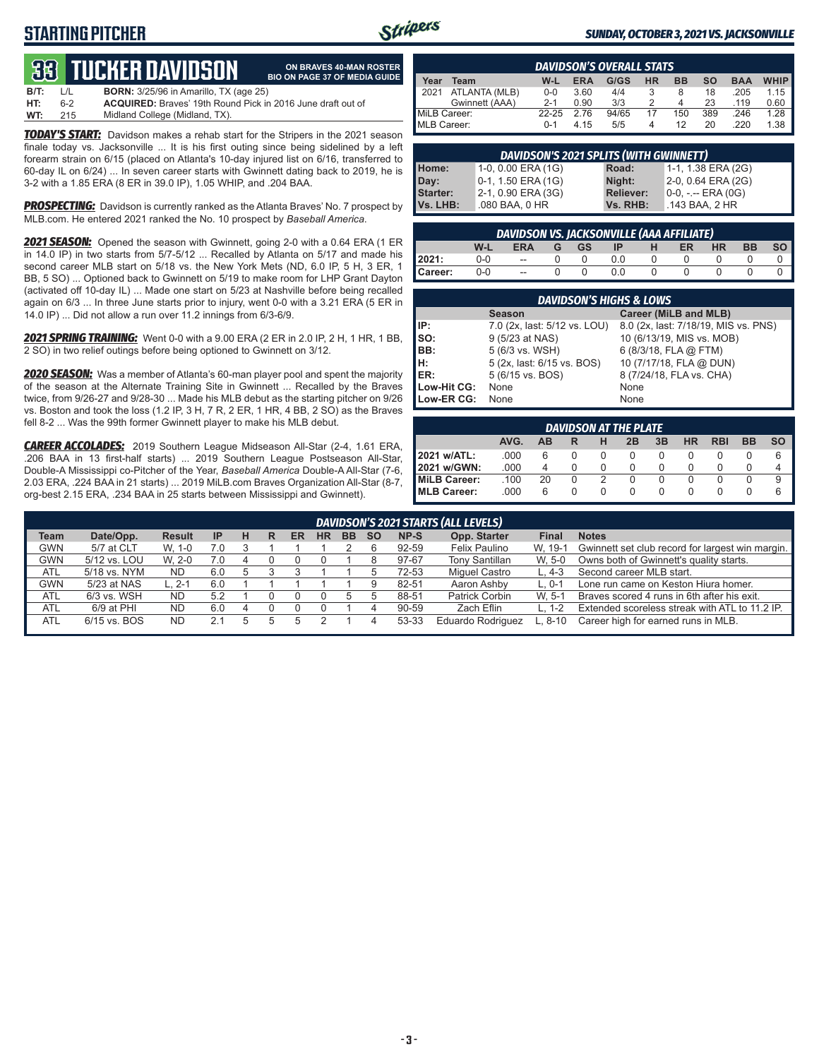## STARTING PITCHER

*SUNDAY, OCTOBER 3, 2021 VS. JACKSONVILLE*

# 33 TUCKER DAVIDSON

**ON BRAVES 40-MAN ROSTER**
**BIO ON PAGE 37 OF MEDIA GUIDE**

**B/T:** L/L **BORN:** 3/25/96 in Amarillo, TX (age 25)
**HT:** 6-2 **ACQUIRED:** Braves' 19th Round Pick in 2016 June draft out of
**WT:** 215 Midland College (Midland, TX).

***TODAY'S START:*** Davidson makes a rehab start for the Stripers in the 2021 season finale today vs. Jacksonville ... It is his first outing since being sidelined by a left forearm strain on 6/15 (placed on Atlanta's 10-day injured list on 6/16, transferred to 60-day IL on 6/24) ... In seven career starts with Gwinnett dating back to 2019, he is 3-2 with a 1.85 ERA (8 ER in 39.0 IP), 1.05 WHIP, and .204 BAA.

***PROSPECTING:*** Davidson is currently ranked as the Atlanta Braves' No. 7 prospect by MLB.com. He entered 2021 ranked the No. 10 prospect by *Baseball America*.

***2021 SEASON:*** Opened the season with Gwinnett, going 2-0 with a 0.64 ERA (1 ER in 14.0 IP) in two starts from 5/7-5/12 ... Recalled by Atlanta on 5/17 and made his second career MLB start on 5/18 vs. the New York Mets (ND, 6.0 IP, 5 H, 3 ER, 1 BB, 5 SO) ... Optioned back to Gwinnett on 5/19 to make room for LHP Grant Dayton (activated off 10-day IL) ... Made one start on 5/23 at Nashville before being recalled again on 6/3 ... In three June starts prior to injury, went 0-0 with a 3.21 ERA (5 ER in 14.0 IP) ... Did not allow a run over 11.2 innings from 6/3-6/9.

***2021 SPRING TRAINING:*** Went 0-0 with a 9.00 ERA (2 ER in 2.0 IP, 2 H, 1 HR, 1 BB, 2 SO) in two relief outings before being optioned to Gwinnett on 3/12.

***2020 SEASON:*** Was a member of Atlanta's 60-man player pool and spent the majority of the season at the Alternate Training Site in Gwinnett ... Recalled by the Braves twice, from 9/26-27 and 9/28-30 ... Made his MLB debut as the starting pitcher on 9/26 vs. Boston and took the loss (1.2 IP, 3 H, 7 R, 2 ER, 1 HR, 4 BB, 2 SO) as the Braves fell 8-2 ... Was the 99th former Gwinnett player to make his MLB debut.

***CAREER ACCOLADES:*** 2019 Southern League Midseason All-Star (2-4, 1.61 ERA, .206 BAA in 13 first-half starts) ... 2019 Southern League Postseason All-Star, Double-A Mississippi co-Pitcher of the Year, *Baseball America* Double-A All-Star (7-6, 2.03 ERA, .224 BAA in 21 starts) ... 2019 MiLB.com Braves Organization All-Star (8-7, org-best 2.15 ERA, .234 BAA in 25 starts between Mississippi and Gwinnett).

### DAVIDSON'S OVERALL STATS

| Year | Team | W-L | ERA | G/GS | HR | BB | SO | BAA | WHIP |
|---|---|---|---|---|---|---|---|---|---|
| 2021 | ATLANTA (MLB) | 0-0 | 3.60 | 4/4 | 3 | 8 | 18 | .205 | 1.15 |
| | Gwinnett (AAA) | 2-1 | 0.90 | 3/3 | 2 | 4 | 23 | .119 | 0.60 |
| MiLB Career: | | 22-25 | 2.76 | 94/65 | 17 | 150 | 389 | .246 | 1.28 |
| MLB Career: | | 0-1 | 4.15 | 5/5 | 4 | 12 | 20 | .220 | 1.38 |

### DAVIDSON'S 2021 SPLITS (WITH GWINNETT)

| | | | |
|---|---|---|---|
| **Home:** | 1-0, 0.00 ERA (1G) | **Road:** | 1-1, 1.38 ERA (2G) |
| **Day:** | 0-1, 1.50 ERA (1G) | **Night:** | 2-0, 0.64 ERA (2G) |
| **Starter:** | 2-1, 0.90 ERA (3G) | **Reliever:** | 0-0, -.-- ERA (0G) |
| **Vs. LHB:** | .080 BAA, 0 HR | **Vs. RHB:** | .143 BAA, 2 HR |

### DAVIDSON VS. JACKSONVILLE (AAA AFFILIATE)

| | W-L | ERA | G | GS | IP | H | ER | HR | BB | SO |
|---|---|---|---|---|---|---|---|---|---|---|
| **2021:** | 0-0 | -- | 0 | 0 | 0.0 | 0 | 0 | 0 | 0 | 0 |
| **Career:** | 0-0 | -- | 0 | 0 | 0.0 | 0 | 0 | 0 | 0 | 0 |

### DAVIDSON'S HIGHS & LOWS

| | Season | Career (MiLB and MLB) |
|---|---|---|
| **IP:** | 7.0 (2x, last: 5/12 vs. LOU) | 8.0 (2x, last: 7/18/19, MIS vs. PNS) |
| **SO:** | 9 (5/23 at NAS) | 10 (6/13/19, MIS vs. MOB) |
| **BB:** | 5 (6/3 vs. WSH) | 6 (8/3/18, FLA @ FTM) |
| **H:** | 5 (2x, last: 6/15 vs. BOS) | 10 (7/17/18, FLA @ DUN) |
| **ER:** | 5 (6/15 vs. BOS) | 8 (7/24/18, FLA vs. CHA) |
| **Low-Hit CG:** | None | None |
| **Low-ER CG:** | None | None |

### DAVIDSON AT THE PLATE

| | AVG. | AB | R | H | 2B | 3B | HR | RBI | BB | SO |
|---|---|---|---|---|---|---|---|---|---|---|
| **2021 w/ATL:** | .000 | 6 | 0 | 0 | 0 | 0 | 0 | 0 | 0 | 6 |
| **2021 w/GWN:** | .000 | 4 | 0 | 0 | 0 | 0 | 0 | 0 | 0 | 4 |
| **MiLB Career:** | .100 | 20 | 0 | 2 | 0 | 0 | 0 | 0 | 0 | 9 |
| **MLB Career:** | .000 | 6 | 0 | 0 | 0 | 0 | 0 | 0 | 0 | 6 |

### DAVIDSON'S 2021 STARTS (ALL LEVELS)

| Team | Date/Opp. | Result | IP | H | R | ER | HR | BB | SO | NP-S | Opp. Starter | Final | Notes |
|---|---|---|---|---|---|---|---|---|---|---|---|---|---|
| GWN | 5/7 at CLT | W, 1-0 | 7.0 | 3 | 1 | 1 | 1 | 2 | 6 | 92-59 | Felix Paulino | W, 19-1 | Gwinnett set club record for largest win margin. |
| GWN | 5/12 vs. LOU | W, 2-0 | 7.0 | 4 | 0 | 0 | 0 | 1 | 8 | 97-67 | Tony Santillan | W, 5-0 | Owns both of Gwinnett's quality starts. |
| ATL | 5/18 vs. NYM | ND | 6.0 | 5 | 3 | 3 | 1 | 1 | 5 | 72-53 | Miguel Castro | L, 4-3 | Second career MLB start. |
| GWN | 5/23 at NAS | L, 2-1 | 6.0 | 1 | 1 | 1 | 1 | 1 | 9 | 82-51 | Aaron Ashby | L, 0-1 | Lone run came on Keston Hiura homer. |
| ATL | 6/3 vs. WSH | ND | 5.2 | 1 | 0 | 0 | 0 | 5 | 5 | 88-51 | Patrick Corbin | W, 5-1 | Braves scored 4 runs in 6th after his exit. |
| ATL | 6/9 at PHI | ND | 6.0 | 4 | 0 | 0 | 0 | 1 | 4 | 90-59 | Zach Eflin | L, 1-2 | Extended scoreless streak with ATL to 11.2 IP. |
| ATL | 6/15 vs. BOS | ND | 2.1 | 5 | 5 | 5 | 2 | 1 | 4 | 53-33 | Eduardo Rodriguez | L, 8-10 | Career high for earned runs in MLB. |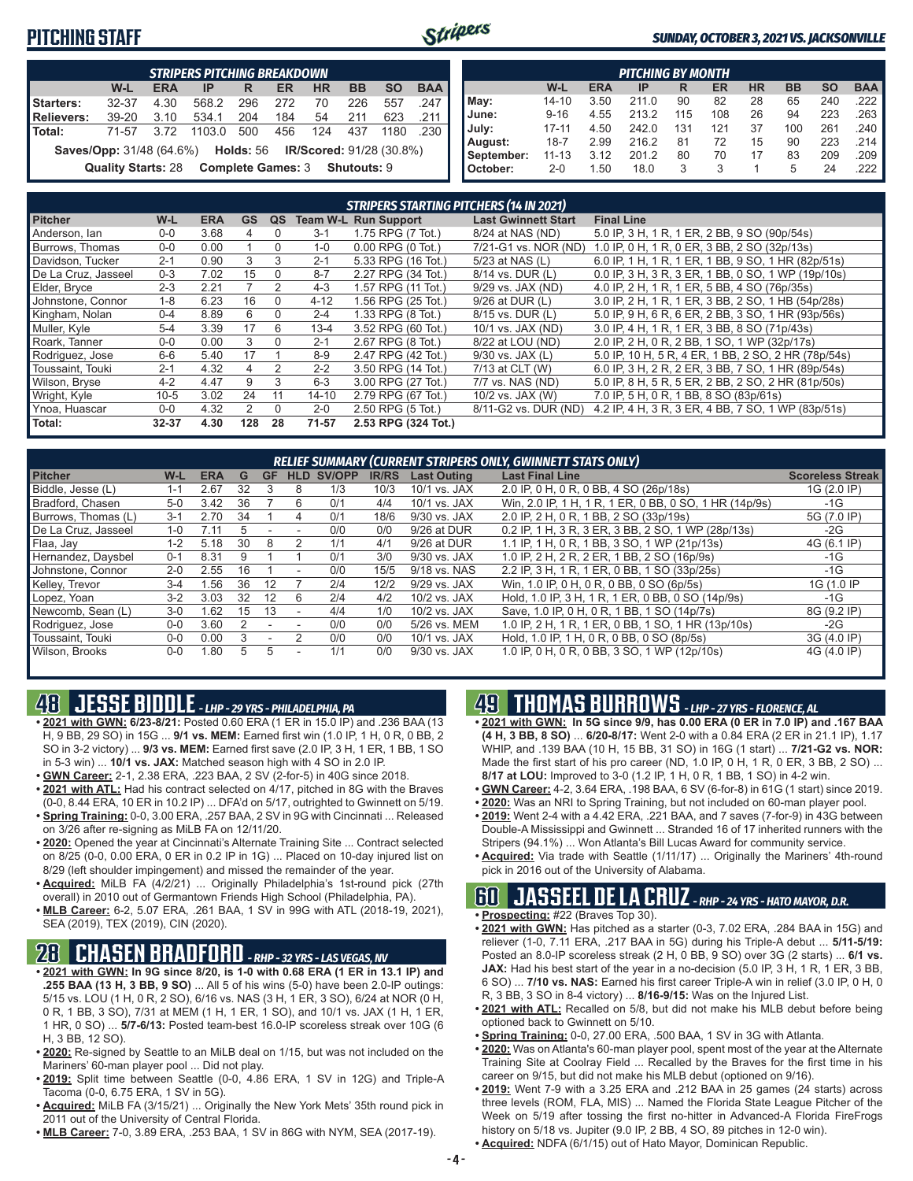# PITCHING STAFF

*SUNDAY, OCTOBER 3, 2021 VS. JACKSONVILLE*

| STRIPERS PITCHING BREAKDOWN | W-L | ERA | IP | R | ER | HR | BB | SO | BAA |
|---|---|---|---|---|---|---|---|---|---|
| Starters: | 32-37 | 4.30 | 568.2 | 296 | 272 | 70 | 226 | 557 | .247 |
| Relievers: | 39-20 | 3.10 | 534.1 | 204 | 184 | 54 | 211 | 623 | .211 |
| Total: | 71-57 | 3.72 | 1103.0 | 500 | 456 | 124 | 437 | 1180 | .230 |

**Saves/Opp:** 31/48 (64.6%) **Holds:** 56 **IR/Scored:** 91/28 (30.8%)

**Quality Starts:** 28 **Complete Games:** 3 **Shutouts:** 9

| PITCHING BY MONTH | W-L | ERA | IP | R | ER | HR | BB | SO | BAA |
|---|---|---|---|---|---|---|---|---|---|
| May: | 14-10 | 3.50 | 211.0 | 90 | 82 | 28 | 65 | 240 | .222 |
| June: | 9-16 | 4.55 | 213.2 | 115 | 108 | 26 | 94 | 223 | .263 |
| July: | 17-11 | 4.50 | 242.0 | 131 | 121 | 37 | 100 | 261 | .240 |
| August: | 18-7 | 2.99 | 216.2 | 81 | 72 | 15 | 90 | 223 | .214 |
| September: | 11-13 | 3.12 | 201.2 | 80 | 70 | 17 | 83 | 209 | .209 |
| October: | 2-0 | 1.50 | 18.0 | 3 | 3 | 1 | 5 | 24 | .222 |

## STRIPERS STARTING PITCHERS (14 IN 2021)

| Pitcher | W-L | ERA | GS | QS | Team W-L | Run Support | Last Gwinnett Start | Final Line |
|---|---|---|---|---|---|---|---|---|
| Anderson, Ian | 0-0 | 3.68 | 4 | 0 | 3-1 | 1.75 RPG (7 Tot.) | 8/24 at NAS (ND) | 5.0 IP, 3 H, 1 R, 1 ER, 2 BB, 9 SO (90p/54s) |
| Burrows, Thomas | 0-0 | 0.00 | 1 | 0 | 1-0 | 0.00 RPG (0 Tot.) | 7/21-G1 vs. NOR (ND) | 1.0 IP, 0 H, 1 R, 0 ER, 3 BB, 2 SO (32p/13s) |
| Davidson, Tucker | 2-1 | 0.90 | 3 | 3 | 2-1 | 5.33 RPG (16 Tot.) | 5/23 at NAS (L) | 6.0 IP, 1 H, 1 R, 1 ER, 1 BB, 9 SO, 1 HR (82p/51s) |
| De La Cruz, Jasseel | 0-3 | 7.02 | 15 | 0 | 8-7 | 2.27 RPG (34 Tot.) | 8/14 vs. DUR (L) | 0.0 IP, 3 H, 3 R, 3 ER, 1 BB, 0 SO, 1 WP (19p/10s) |
| Elder, Bryce | 2-3 | 2.21 | 7 | 2 | 4-3 | 1.57 RPG (11 Tot.) | 9/29 vs. JAX (ND) | 4.0 IP, 2 H, 1 R, 1 ER, 5 BB, 4 SO (76p/35s) |
| Johnstone, Connor | 1-8 | 6.23 | 16 | 0 | 4-12 | 1.56 RPG (25 Tot.) | 9/26 at DUR (L) | 3.0 IP, 2 H, 1 R, 1 ER, 3 BB, 2 SO, 1 HB (54p/28s) |
| Kingham, Nolan | 0-4 | 8.89 | 6 | 0 | 2-4 | 1.33 RPG (8 Tot.) | 8/15 vs. DUR (L) | 5.0 IP, 9 H, 6 R, 6 ER, 2 BB, 3 SO, 1 HR (93p/56s) |
| Muller, Kyle | 5-4 | 3.39 | 17 | 6 | 13-4 | 3.52 RPG (60 Tot.) | 10/1 vs. JAX (ND) | 3.0 IP, 4 H, 1 R, 1 ER, 3 BB, 8 SO (71p/43s) |
| Roark, Tanner | 0-0 | 0.00 | 3 | 0 | 2-1 | 2.67 RPG (8 Tot.) | 8/22 at LOU (ND) | 2.0 IP, 2 H, 0 R, 2 BB, 1 SO, 1 WP (32p/17s) |
| Rodriguez, Jose | 6-6 | 5.40 | 17 | 1 | 8-9 | 2.47 RPG (42 Tot.) | 9/30 vs. JAX (L) | 5.0 IP, 10 H, 5 R, 4 ER, 1 BB, 2 SO, 2 HR (78p/54s) |
| Toussaint, Touki | 2-1 | 4.32 | 4 | 2 | 2-2 | 3.50 RPG (14 Tot.) | 7/13 at CLT (W) | 6.0 IP, 3 H, 2 R, 2 ER, 3 BB, 7 SO, 1 HR (89p/54s) |
| Wilson, Bryse | 4-2 | 4.47 | 9 | 3 | 6-3 | 3.00 RPG (27 Tot.) | 7/7 vs. NAS (ND) | 5.0 IP, 8 H, 5 R, 5 ER, 2 BB, 2 SO, 2 HR (81p/50s) |
| Wright, Kyle | 10-5 | 3.02 | 24 | 11 | 14-10 | 2.79 RPG (67 Tot.) | 10/2 vs. JAX (W) | 7.0 IP, 5 H, 0 R, 1 BB, 8 SO (83p/61s) |
| Ynoa, Huascar | 0-0 | 4.32 | 2 | 0 | 2-0 | 2.50 RPG (5 Tot.) | 8/11-G2 vs. DUR (ND) | 4.2 IP, 4 H, 3 R, 3 ER, 4 BB, 7 SO, 1 WP (83p/51s) |
| **Total:** | **32-37** | **4.30** | **128** | **28** | **71-57** | **2.53 RPG (324 Tot.)** | | |

## RELIEF SUMMARY (CURRENT STRIPERS ONLY, GWINNETT STATS ONLY)

| Pitcher | W-L | ERA | G | GF | HLD | SV/OPP | IR/RS | Last Outing | Last Final Line | Scoreless Streak |
|---|---|---|---|---|---|---|---|---|---|---|
| Biddle, Jesse (L) | 1-1 | 2.67 | 32 | 3 | 8 | 1/3 | 10/3 | 10/1 vs. JAX | 2.0 IP, 0 H, 0 R, 0 BB, 4 SO (26p/18s) | 1G (2.0 IP) |
| Bradford, Chasen | 5-0 | 3.42 | 36 | 7 | 6 | 0/1 | 4/4 | 10/1 vs. JAX | Win, 2.0 IP, 1 H, 1 R, 1 ER, 0 BB, 0 SO, 1 HR (14p/9s) | -1G |
| Burrows, Thomas (L) | 3-1 | 2.70 | 34 | 1 | 4 | 0/1 | 18/6 | 9/30 vs. JAX | 2.0 IP, 2 H, 0 R, 1 BB, 2 SO (33p/19s) | 5G (7.0 IP) |
| De La Cruz, Jasseel | 1-0 | 7.11 | 5 | - | - | 0/0 | 0/0 | 9/26 at DUR | 0.2 IP, 1 H, 3 R, 3 ER, 3 BB, 2 SO, 1 WP (28p/13s) | -2G |
| Flaa, Jay | 1-2 | 5.18 | 30 | 8 | 2 | 1/1 | 4/1 | 9/26 at DUR | 1.1 IP, 1 H, 0 R, 1 BB, 3 SO, 1 WP (21p/13s) | 4G (6.1 IP) |
| Hernandez, Daysbel | 0-1 | 8.31 | 9 | 1 | 1 | 0/1 | 3/0 | 9/30 vs. JAX | 1.0 IP, 2 H, 2 R, 2 ER, 1 BB, 2 SO (16p/9s) | -1G |
| Johnstone, Connor | 2-0 | 2.55 | 16 | 1 | - | 0/0 | 15/5 | 9/18 vs. NAS | 2.2 IP, 3 H, 1 R, 1 ER, 0 BB, 1 SO (33p/25s) | -1G |
| Kelley, Trevor | 3-4 | 1.56 | 36 | 12 | 7 | 2/4 | 12/2 | 9/29 vs. JAX | Win, 1.0 IP, 0 H, 0 R, 0 BB, 0 SO (6p/5s) | 1G (1.0 IP |
| Lopez, Yoan | 3-2 | 3.03 | 32 | 12 | 6 | 2/4 | 4/2 | 10/2 vs. JAX | Hold, 1.0 IP, 3 H, 1 R, 1 ER, 0 BB, 0 SO (14p/9s) | -1G |
| Newcomb, Sean (L) | 3-0 | 1.62 | 15 | 13 | - | 4/4 | 1/0 | 10/2 vs. JAX | Save, 1.0 IP, 0 H, 0 R, 1 BB, 1 SO (14p/7s) | 8G (9.2 IP) |
| Rodriguez, Jose | 0-0 | 3.60 | 2 | - | - | 0/0 | 0/0 | 5/26 vs. MEM | 1.0 IP, 2 H, 1 R, 1 ER, 0 BB, 1 SO, 1 HR (13p/10s) | -2G |
| Toussaint, Touki | 0-0 | 0.00 | 3 | - | 2 | 0/0 | 0/0 | 10/1 vs. JAX | Hold, 1.0 IP, 1 H, 0 R, 0 BB, 0 SO (8p/5s) | 3G (4.0 IP) |
| Wilson, Brooks | 0-0 | 1.80 | 5 | 5 | - | 1/1 | 0/0 | 9/30 vs. JAX | 1.0 IP, 0 H, 0 R, 0 BB, 3 SO, 1 WP (12p/10s) | 4G (4.0 IP) |

## 48 JESSE BIDDLE - LHP - 29 YRS - PHILADELPHIA, PA

- **2021 with GWN: 6/23-8/21:** Posted 0.60 ERA (1 ER in 15.0 IP) and .236 BAA (13 H, 9 BB, 29 SO) in 15G ... **9/1 vs. MEM:** Earned first win (1.0 IP, 1 H, 0 R, 0 BB, 2 SO in 3-2 victory) ... **9/3 vs. MEM:** Earned first save (2.0 IP, 3 H, 1 ER, 1 BB, 1 SO in 5-3 win) ... **10/1 vs. JAX:** Matched season high with 4 SO in 2.0 IP.
- **GWN Career:** 2-1, 2.38 ERA, .223 BAA, 2 SV (2-for-5) in 40G since 2018.
- **2021 with ATL:** Had his contract selected on 4/17, pitched in 8G with the Braves (0-0, 8.44 ERA, 10 ER in 10.2 IP) ... DFA'd on 5/17, outrighted to Gwinnett on 5/19.
- **Spring Training:** 0-0, 3.00 ERA, .257 BAA, 2 SV in 9G with Cincinnati ... Released on 3/26 after re-signing as MiLB FA on 12/11/20.
- **2020:** Opened the year at Cincinnati's Alternate Training Site ... Contract selected on 8/25 (0-0, 0.00 ERA, 0 ER in 0.2 IP in 1G) ... Placed on 10-day injured list on 8/29 (left shoulder impingement) and missed the remainder of the year.
- **Acquired:** MiLB FA (4/2/21) ... Originally Philadelphia's 1st-round pick (27th overall) in 2010 out of Germantown Friends High School (Philadelphia, PA).
- **MLB Career:** 6-2, 5.07 ERA, .261 BAA, 1 SV in 99G with ATL (2018-19, 2021), SEA (2019), TEX (2019), CIN (2020).

## 28 CHASEN BRADFORD - RHP - 32 YRS - LAS VEGAS, NV

- **2021 with GWN: In 9G since 8/20, is 1-0 with 0.68 ERA (1 ER in 13.1 IP) and .255 BAA (13 H, 3 BB, 9 SO)** ... All 5 of his wins (5-0) have been 2.0-IP outings: 5/15 vs. LOU (1 H, 0 R, 2 SO), 6/16 vs. NAS (3 H, 1 ER, 3 SO), 6/24 at NOR (0 H, 0 R, 1 BB, 3 SO), 7/31 at MEM (1 H, 1 ER, 1 SO), and 10/1 vs. JAX (1 H, 1 ER, 1 HR, 0 SO) ... **5/7-6/13:** Posted team-best 16.0-IP scoreless streak over 10G (6 H, 3 BB, 12 SO).
- **2020:** Re-signed by Seattle to an MiLB deal on 1/15, but was not included on the Mariners' 60-man player pool ... Did not play.
- **2019:** Split time between Seattle (0-0, 4.86 ERA, 1 SV in 12G) and Triple-A Tacoma (0-0, 6.75 ERA, 1 SV in 5G).
- **Acquired:** MiLB FA (3/15/21) ... Originally the New York Mets' 35th round pick in 2011 out of the University of Central Florida.
- **MLB Career:** 7-0, 3.89 ERA, .253 BAA, 1 SV in 86G with NYM, SEA (2017-19).

## 49 THOMAS BURROWS - LHP - 27 YRS - FLORENCE, AL

- **2021 with GWN: In 5G since 9/9, has 0.00 ERA (0 ER in 7.0 IP) and .167 BAA (4 H, 3 BB, 8 SO)** ... **6/20-8/17:** Went 2-0 with a 0.84 ERA (2 ER in 21.1 IP), 1.17 WHIP, and .139 BAA (10 H, 15 BB, 31 SO) in 16G (1 start) ... **7/21-G2 vs. NOR:** Made the first start of his pro career (ND, 1.0 IP, 0 H, 1 R, 0 ER, 3 BB, 2 SO) ... **8/17 at LOU:** Improved to 3-0 (1.2 IP, 1 H, 0 R, 1 BB, 1 SO) in 4-2 win.
- **GWN Career:** 4-2, 3.64 ERA, .198 BAA, 6 SV (6-for-8) in 61G (1 start) since 2019.
- **2020:** Was an NRI to Spring Training, but not included on 60-man player pool.
- **2019:** Went 2-4 with a 4.42 ERA, .221 BAA, and 7 saves (7-for-9) in 43G between Double-A Mississippi and Gwinnett ... Stranded 16 of 17 inherited runners with the Stripers (94.1%) ... Won Atlanta's Bill Lucas Award for community service.
- **Acquired:** Via trade with Seattle (1/11/17) ... Originally the Mariners' 4th-round pick in 2016 out of the University of Alabama.

## 60 JASSEEL DE LA CRUZ - RHP - 24 YRS - HATO MAYOR, D.R.

- **Prospecting:** #22 (Braves Top 30).
- **2021 with GWN:** Has pitched as a starter (0-3, 7.02 ERA, .284 BAA in 15G) and reliever (1-0, 7.11 ERA, .217 BAA in 5G) during his Triple-A debut ... **5/11-5/19:** Posted an 8.0-IP scoreless streak (2 H, 0 BB, 9 SO) over 3G (2 starts) ... **6/1 vs. JAX:** Had his best start of the year in a no-decision (5.0 IP, 3 H, 1 R, 1 ER, 3 BB, 6 SO) ... **7/10 vs. NAS:** Earned his first career Triple-A win in relief (3.0 IP, 0 H, 0 R, 3 BB, 3 SO in 8-4 victory) ... **8/16-9/15:** Was on the Injured List.
- **2021 with ATL:** Recalled on 5/8, but did not make his MLB debut before being optioned back to Gwinnett on 5/10.
- **Spring Training:** 0-0, 27.00 ERA, .500 BAA, 1 SV in 3G with Atlanta.
- **2020:** Was on Atlanta's 60-man player pool, spent most of the year at the Alternate Training Site at Coolray Field ... Recalled by the Braves for the first time in his career on 9/15, but did not make his MLB debut (optioned on 9/16).
- **2019:** Went 7-9 with a 3.25 ERA and .212 BAA in 25 games (24 starts) across three levels (ROM, FLA, MIS) ... Named the Florida State League Pitcher of the Week on 5/19 after tossing the first no-hitter in Advanced-A Florida FireFrogs history on 5/18 vs. Jupiter (9.0 IP, 2 BB, 4 SO, 89 pitches in 12-0 win).
- **Acquired:** NDFA (6/1/15) out of Hato Mayor, Dominican Republic.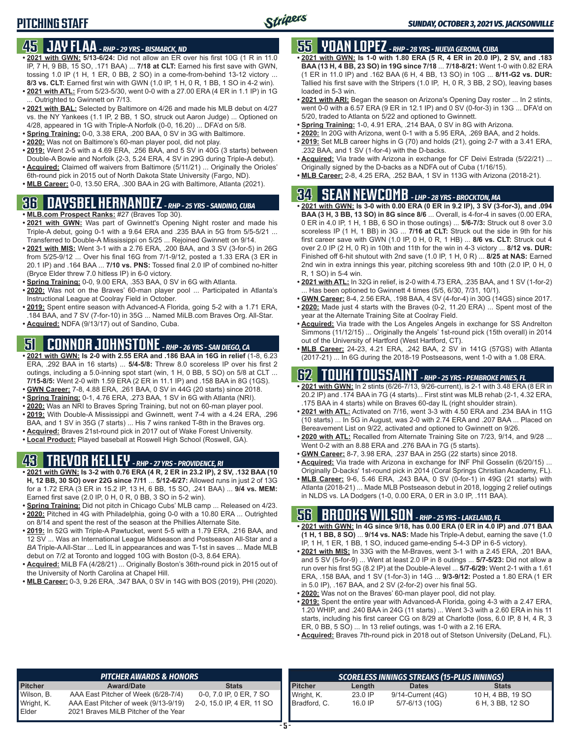# PITCHING STAFF

*SUNDAY, OCTOBER 3, 2021 VS. JACKSONVILLE*

## 45 JAY FLAA - *RHP - 29 YRS - BISMARCK, ND*

- **2021 with GWN: 5/13-6/24:** Did not allow an ER over his first 10G (1 R in 11.0 IP, 7 H, 9 BB, 15 SO, .171 BAA) ... **7/18 at CLT:** Earned his first save with GWN, tossing 1.0 IP (1 H, 1 ER, 0 BB, 2 SO) in a come-from-behind 13-12 victory ... **8/3 vs. CLT:** Earned first win with GWN (1.0 IP, 1 H, 0 R, 1 BB, 1 SO in 4-2 win).
- **2021 with ATL:** From 5/23-5/30, went 0-0 with a 27.00 ERA (4 ER in 1.1 IP) in 1G ... Outrighted to Gwinnett on 7/13.
- **2021 with BAL:** Selected by Baltimore on 4/26 and made his MLB debut on 4/27 vs. the NY Yankees (1.1 IP, 2 BB, 1 SO, struck out Aaron Judge) ... Optioned on 4/28, appeared in 1G with Triple-A Norfolk (0-0, 16.20) ... DFA'd on 5/8.
- **Spring Training:** 0-0, 3.38 ERA, .200 BAA, 0 SV in 3G with Baltimore.
- **2020:** Was not on Baltimore's 60-man player pool, did not play.
- **2019:** Went 2-5 with a 4.69 ERA, .256 BAA, and 5 SV in 40G (3 starts) between Double-A Bowie and Norfolk (2-3, 5.24 ERA, 4 SV in 29G during Triple-A debut).
- **Acquired:** Claimed off waivers from Baltimore (5/11/21) ... Originally the Orioles' 6th-round pick in 2015 out of North Dakota State University (Fargo, ND).
- **MLB Career:** 0-0, 13.50 ERA, .300 BAA in 2G with Baltimore, Atlanta (2021).

## 36 DAYSBEL HERNANDEZ - *RHP - 25 YRS - SANDINO, CUBA*

- **MLB.com Prospect Ranks:** #27 (Braves Top 30).
- **2021 with GWN:** Was part of Gwinnett's Opening Night roster and made his Triple-A debut, going 0-1 with a 9.64 ERA and .235 BAA in 5G from 5/5-5/21 ... Transferred to Double-A Mississippi on 5/25 ... Rejoined Gwinnett on 9/14.
- **2021 with MIS:** Went 3-1 with a 2.76 ERA, .200 BAA, and 3 SV (3-for-5) in 26G from 5/25-9/12 ... Over his final 16G from 7/1-9/12, posted a 1.33 ERA (3 ER in 20.1 IP) and .164 BAA ... **7/10 vs. PNS:** Tossed final 2.0 IP of combined no-hitter (Bryce Elder threw 7.0 hitless IP) in 6-0 victory.
- **Spring Training:** 0-0, 9.00 ERA, .353 BAA, 0 SV in 6G with Atlanta.
- **2020:** Was not on the Braves' 60-man player pool ... Participated in Atlanta's Instructional League at Coolray Field in October.
- **2019:** Spent entire season with Advanced-A Florida, going 5-2 with a 1.71 ERA, .184 BAA, and 7 SV (7-for-10) in 35G ... Named MiLB.com Braves Org. All-Star.
- **Acquired:** NDFA (9/13/17) out of Sandino, Cuba.

## 51 CONNOR JOHNSTONE - *RHP - 26 YRS - SAN DIEGO, CA*

- **2021 with GWN: Is 2-0 with 2.55 ERA and .186 BAA in 16G in relief** (1-8, 6.23 ERA, .292 BAA in 16 starts) ... **5/4-5/8:** Threw 8.0 scoreless IP over his first 2 outings, including a 5.0-inning spot start (win, 1 H, 0 BB, 5 SO) on 5/8 at CLT ... **7/15-8/5:** Went 2-0 with 1.59 ERA (2 ER in 11.1 IP) and .158 BAA in 8G (1GS).
- **GWN Career:** 7-8, 4.88 ERA, .261 BAA, 0 SV in 44G (20 starts) since 2018.
- **Spring Training:** 0-1, 4.76 ERA, .273 BAA, 1 SV in 6G with Atlanta (NRI).
- **2020:** Was an NRI to Braves Spring Training, but not on 60-man player pool.
- **2019:** With Double-A Mississippi and Gwinnett, went 7-4 with a 4.24 ERA, .296 BAA, and 1 SV in 35G (7 starts) ... His 7 wins ranked T-8th in the Braves org.
- **Acquired:** Braves 21st-round pick in 2017 out of Wake Forest University.
- **Local Product:** Played baseball at Roswell High School (Roswell, GA).

## 43 TREVOR KELLEY - *RHP - 27 YRS - PROVIDENCE, RI*

- **2021 with GWN: Is 3-2 with 0.76 ERA (4 R, 2 ER in 23.2 IP), 2 SV, .132 BAA (10 H, 12 BB, 30 SO) over 22G since 7/11** ... **5/12-6/27:** Allowed runs in just 2 of 13G for a 1.72 ERA (3 ER in 15.2 IP, 13 H, 6 BB, 15 SO, .241 BAA) ... **9/4 vs. MEM:** Earned first save (2.0 IP, 0 H, 0 R, 0 BB, 3 SO in 5-2 win).
- **Spring Training:** Did not pitch in Chicago Cubs' MLB camp ... Released on 4/23.
- **2020:** Pitched in 4G with Philadelphia, going 0-0 with a 10.80 ERA ... Outrighted on 8/14 and spent the rest of the season at the Phillies Alternate Site.
- **2019:** In 52G with Triple-A Pawtucket, went 5-5 with a 1.79 ERA, .216 BAA, and 12 SV ... Was an International League Midseason and Postseason All-Star and a *BA* Triple-A All-Star ... Led IL in appearances and was T-1st in saves ... Made MLB debut on 7/2 at Toronto and logged 10G with Boston (0-3, 8.64 ERA).
- **Acquired:** MiLB FA (4/28/21) ... Originally Boston's 36th-round pick in 2015 out of the University of North Carolina at Chapel Hill.
- **MLB Career:** 0-3, 9.26 ERA, .347 BAA, 0 SV in 14G with BOS (2019), PHI (2020).

## 55 YOAN LOPEZ - *RHP - 28 YRS - NUEVA GERONA, CUBA*

- **2021 with GWN: Is 1-0 with 1.80 ERA (5 R, 4 ER in 20.0 IP), 2 SV, and .183 BAA (13 H, 4 BB, 23 SO) in 19G since 7/18** ... **7/18-8/21:** Went 1-0 with 0.82 ERA (1 ER in 11.0 IP) and .162 BAA (6 H, 4 BB, 13 SO) in 10G ... **8/11-G2 vs. DUR:** Tallied his first save with the Stripers (1.0 IP, H, 0 R, 3 BB, 2 SO), leaving bases loaded in 5-3 win.
- **2021 with ARI:** Began the season on Arizona's Opening Day roster ... In 2 stints, went 0-0 with a 6.57 ERA (9 ER in 12.1 IP) and 0 SV (0-for-3) in 13G ... DFA'd on 5/20, traded to Atlanta on 5/22 and optioned to Gwinnett.
- **Spring Training:** 1-0, 4.91 ERA, .214 BAA, 0 SV in 8G with Arizona.
- **2020:** In 20G with Arizona, went 0-1 with a 5.95 ERA, .269 BAA, and 2 holds.
- **2019:** Set MLB career highs in G (70) and holds (21), going 2-7 with a 3.41 ERA, .232 BAA, and 1 SV (1-for-4) with the D-backs.
- **Acquired:** Via trade with Arizona in exchange for CF Deivi Estrada (5/22/21) ... Originally signed by the D-backs as a NDFA out of Cuba (1/16/15).
- **MLB Career:** 2-8, 4.25 ERA, .252 BAA, 1 SV in 113G with Arizona (2018-21).

## 34 SEAN NEWCOMB - *LHP - 28 YRS - BROCKTON, MA*

- **2021 with GWN: Is 3-0 with 0.00 ERA (0 ER in 9.2 IP), 3 SV (3-for-3), and .094 BAA (3 H, 3 BB, 13 SO) in 8G since 8/6** ... Overall, is 4-for-4 in saves (0.00 ERA, 0 ER in 4.0 IP, 1 H, 1 BB, 6 SO in those outings) ... **5/6-7/3:** Struck out 8 over 3.0 scoreless IP (1 H, 1 BB) in 3G ... **7/16 at CLT:** Struck out the side in 9th for his first career save with GWN (1.0 IP, 0 H, 0 R, 1 HB) ... **8/6 vs. CLT:** Struck out 4 over 2.0 IP (2 H, 0 R) in 10th and 11th for the win in 4-3 victory ... **8/12 vs. DUR:** Finished off 6-hit shutout with 2nd save (1.0 IP, 1 H, 0 R) ... **8/25 at NAS:** Earned 2nd win in extra innings this year, pitching scoreless 9th and 10th (2.0 IP, 0 H, 0 R, 1 SO) in 5-4 win.
- **2021 with ATL:** In 32G in relief, is 2-0 with 4.73 ERA, .235 BAA, and 1 SV (1-for-2) ... Has been optioned to Gwinnett 4 times (5/5, 6/30, 7/31, 10/1).
- **GWN Career:** 8-4, 2.56 ERA, .198 BAA, 4 SV (4-for-4) in 30G (14GS) since 2017.
- **2020:** Made just 4 starts with the Braves (0-2, 11.20 ERA) ... Spent most of the year at the Alternate Training Site at Coolray Field.
- **Acquired:** Via trade with the Los Angeles Angels in exchange for SS Andrelton Simmons (11/12/15) ... Originally the Angels' 1st-round pick (15th overall) in 2014 out of the University of Hartford (West Hartford, CT).
- **MLB Career:** 24-23, 4.21 ERA, .242 BAA, 2 SV in 141G (57GS) with Atlanta (2017-21) ... In 6G during the 2018-19 Postseasons, went 1-0 with a 1.08 ERA.

## 62 TOUKI TOUSSAINT - *RHP - 25 YRS - PEMBROKE PINES, FL*

- **2021 with GWN:** In 2 stints (6/26-7/13, 9/26-current), is 2-1 with 3.48 ERA (8 ER in 20.2 IP) and .174 BAA in 7G (4 starts)... First stint was MLB rehab (2-1, 4.32 ERA, .175 BAA in 4 starts) while on Braves 60-day IL (right shoulder strain).
- **2021 with ATL:** Activated on 7/16, went 3-3 with 4.50 ERA and .234 BAA in 11G (10 starts) ... In 5G in August, was 2-0 with 2.74 ERA and .207 BAA ... Placed on Bereavement List on 9/22, activated and optioned to Gwinnett on 9/26.
- **2020 with ATL:** Recalled from Alternate Training Site on 7/23, 9/14, and 9/28 ... Went 0-2 with an 8.88 ERA and .276 BAA in 7G (5 starts).
- **GWN Career:** 8-7, 3.98 ERA, .237 BAA in 25G (22 starts) since 2018.
- **Acquired:** Via trade with Arizona in exchange for INF Phil Gosselin (6/20/15) ... Originally D-backs' 1st-round pick in 2014 (Coral Springs Christian Academy, FL).
- **MLB Career:** 9-6, 5.46 ERA, .243 BAA, 0 SV (0-for-1) in 49G (21 starts) with Atlanta (2018-21) ... Made MLB Postseason debut in 2018, logging 2 relief outings in NLDS vs. LA Dodgers (1-0, 0.00 ERA, 0 ER in 3.0 IP, .111 BAA).

## 56 BROOKS WILSON - *RHP - 25 YRS - LAKELAND, FL*

- **2021 with GWN: In 4G since 9/18, has 0.00 ERA (0 ER in 4.0 IP) and .071 BAA (1 H, 1 BB, 8 SO)** ... **9/14 vs. NAS:** Made his Triple-A debut, earning the save (1.0 IP, 1 H, 1 ER, 1 BB, 1 SO, induced game-ending 5-4-3 DP in 6-5 victory).
- **2021 with MIS:** In 33G with the M-Braves, went 3-1 with a 2.45 ERA, .201 BAA, and 5 SV (5-for-9) ... Went at least 2.0 IP in 8 outings ... **5/7-5/23:** Did not allow a run over his first 5G (8.2 IP) at the Double-A level ... **5/7-6/29:** Went 2-1 with a 1.61 ERA, .158 BAA, and 1 SV (1-for-3) in 14G ... **9/3-9/12:** Posted a 1.80 ERA (1 ER in 5.0 IP), .167 BAA, and 2 SV (2-for-2) over his final 5G.
- **2020:** Was not on the Braves' 60-man player pool, did not play.
- **2019:** Spent the entire year with Advanced-A Florida, going 4-3 with a 2.47 ERA, 1.20 WHIP, and .240 BAA in 24G (11 starts) ... Went 3-3 with a 2.60 ERA in his 11 starts, including his first career CG on 8/29 at Charlotte (loss, 6.0 IP, 8 H, 4 R, 3 ER, 0 BB, 5 SO) ... In 13 relief outings, was 1-0 with a 2.16 ERA.
- **Acquired:** Braves 7th-round pick in 2018 out of Stetson University (DeLand, FL).

### PITCHER AWARDS & HONORS

| Pitcher | Award/Date | Stats |
|---|---|---|
| Wilson, B. | AAA East Pitcher of Week (6/28-7/4) | 0-0, 7.0 IP, 0 ER, 7 SO |
| Wright, K. | AAA East Pitcher of week (9/13-9/19) | 2-0, 15.0 IP, 4 ER, 11 SO |
| Elder | 2021 Braves MiLB Pitcher of the Year | |

### SCORELESS INNINGS STREAKS (15-PLUS INNINGS)

| Pitcher | Length | Dates | Stats |
|---|---|---|---|
| Wright, K. | 23.0 IP | 9/14-Current (4G) | 10 H, 4 BB, 19 SO |
| Bradford, C. | 16.0 IP | 5/7-6/13 (10G) | 6 H, 3 BB, 12 SO |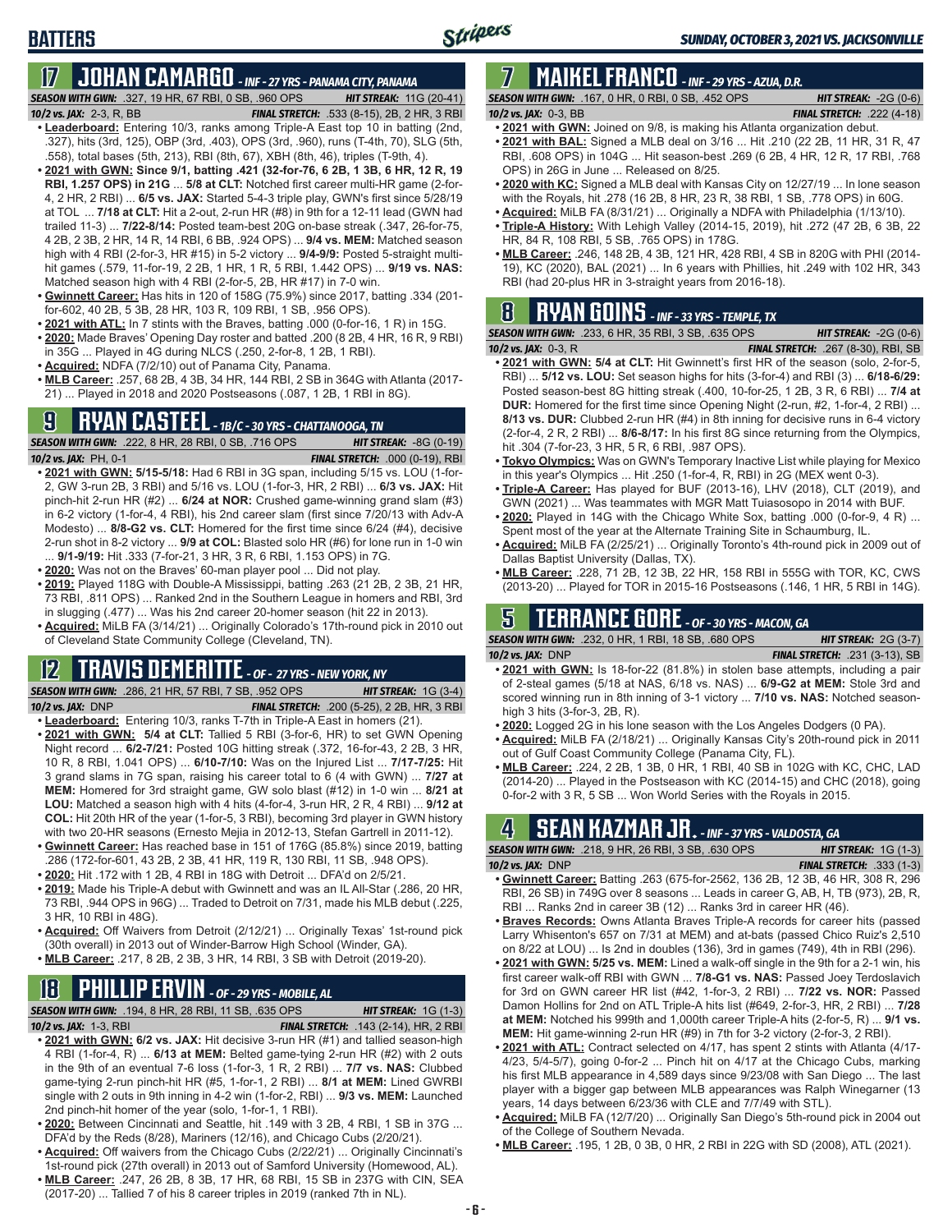# BATTERS

*SUNDAY, OCTOBER 3, 2021 VS. JACKSONVILLE*

## 17 JOHAN CAMARGO - INF - 27 YRS - PANAMA CITY, PANAMA

**SEASON WITH GWN:** .327, 19 HR, 67 RBI, 0 SB, .960 OPS **HIT STREAK:** 11G (20-41)
**10/2 vs. JAX:** 2-3, R, BB **FINAL STRETCH:** .533 (8-15), 2B, 2 HR, 3 RBI

- **Leaderboard:** Entering 10/3, ranks among Triple-A East top 10 in batting (2nd, .327), hits (3rd, 125), OBP (3rd, .403), OPS (3rd, .960), runs (T-4th, 70), SLG (5th, .558), total bases (5th, 213), RBI (8th, 67), XBH (8th, 46), triples (T-9th, 4).
- **2021 with GWN: Since 9/1, batting .421 (32-for-76, 6 2B, 1 3B, 6 HR, 12 R, 19 RBI, 1.257 OPS) in 21G** ... **5/8 at CLT:** Notched first career multi-HR game (2-for-4, 2 HR, 2 RBI) ... **6/5 vs. JAX:** Started 5-4-3 triple play, GWN's first since 5/28/19 at TOL ... **7/18 at CLT:** Hit a 2-out, 2-run HR (#8) in 9th for a 12-11 lead (GWN had trailed 11-3) ... **7/22-8/14:** Posted team-best 20G on-base streak (.347, 26-for-75, 4 2B, 2 3B, 2 HR, 14 R, 14 RBI, 6 BB, .924 OPS) ... **9/4 vs. MEM:** Matched season high with 4 RBI (2-for-3, HR #15) in 5-2 victory ... **9/4-9/9:** Posted 5-straight multi-hit games (.579, 11-for-19, 2 2B, 1 HR, 1 R, 5 RBI, 1.442 OPS) ... **9/19 vs. NAS:** Matched season high with 4 RBI (2-for-5, 2B, HR #17) in 7-0 win.
- **Gwinnett Career:** Has hits in 120 of 158G (75.9%) since 2017, batting .334 (201-for-602, 40 2B, 5 3B, 28 HR, 103 R, 109 RBI, 1 SB, .956 OPS).
- **2021 with ATL:** In 7 stints with the Braves, batting .000 (0-for-16, 1 R) in 15G.
- **2020:** Made Braves' Opening Day roster and batted .200 (8 2B, 4 HR, 16 R, 9 RBI) in 35G ... Played in 4G during NLCS (.250, 2-for-8, 1 2B, 1 RBI).
- **Acquired:** NDFA (7/2/10) out of Panama City, Panama.
- **MLB Career:** .257, 68 2B, 4 3B, 34 HR, 144 RBI, 2 SB in 364G with Atlanta (2017-21) ... Played in 2018 and 2020 Postseasons (.087, 1 2B, 1 RBI in 8G).

## 9 RYAN CASTEEL - 1B/C - 30 YRS - CHATTANOOGA, TN

**SEASON WITH GWN:** .222, 8 HR, 28 RBI, 0 SB, .716 OPS **HIT STREAK:** -8G (0-19)
**10/2 vs. JAX:** PH, 0-1 **FINAL STRETCH:** .000 (0-19), RBI

- **2021 with GWN: 5/15-5/18:** Had 6 RBI in 3G span, including 5/15 vs. LOU (1-for-2, GW 3-run 2B, 3 RBI) and 5/16 vs. LOU (1-for-3, HR, 2 RBI) ... **6/3 vs. JAX:** Hit pinch-hit 2-run HR (#2) ... **6/24 at NOR:** Crushed game-winning grand slam (#3) in 6-2 victory (1-for-4, 4 RBI), his 2nd career slam (first since 7/20/13 with Adv-A Modesto) ... **8/8-G2 vs. CLT:** Homered for the first time since 6/24 (#4), decisive 2-run shot in 8-2 victory ... **9/9 at COL:** Blasted solo HR (#6) for lone run in 1-0 win ... **9/1-9/19:** Hit .333 (7-for-21, 3 HR, 3 R, 6 RBI, 1.153 OPS) in 7G.
- **2020:** Was not on the Braves' 60-man player pool ... Did not play.
- **2019:** Played 118G with Double-A Mississippi, batting .263 (21 2B, 2 3B, 21 HR, 73 RBI, .811 OPS) ... Ranked 2nd in the Southern League in homers and RBI, 3rd in slugging (.477) ... Was his 2nd career 20-homer season (hit 22 in 2013).
- **Acquired:** MiLB FA (3/14/21) ... Originally Colorado's 17th-round pick in 2010 out of Cleveland State Community College (Cleveland, TN).

## 12 TRAVIS DEMERITTE - OF - 27 YRS - NEW YORK, NY

**SEASON WITH GWN:** .286, 21 HR, 57 RBI, 7 SB, .952 OPS **HIT STREAK:** 1G (3-4)
**10/2 vs. JAX:** DNP **FINAL STRETCH:** .200 (5-25), 2 2B, HR, 3 RBI

- **Leaderboard:** Entering 10/3, ranks T-7th in Triple-A East in homers (21).
- **2021 with GWN:** **5/4 at CLT:** Tallied 5 RBI (3-for-6, HR) to set GWN Opening Night record ... **6/2-7/21:** Posted 10G hitting streak (.372, 16-for-43, 2 2B, 3 HR, 10 R, 8 RBI, 1.041 OPS) ... **6/10-7/10:** Was on the Injured List ... **7/17-7/25:** Hit 3 grand slams in 7G span, raising his career total to 6 (4 with GWN) ... **7/27 at MEM:** Homered for 3rd straight game, GW solo blast (#12) in 1-0 win ... **8/21 at LOU:** Matched a season high with 4 hits (4-for-4, 3-run HR, 2 R, 4 RBI) ... **9/12 at COL:** Hit 20th HR of the year (1-for-5, 3 RBI), becoming 3rd player in GWN history with two 20-HR seasons (Ernesto Mejia in 2012-13, Stefan Gartrell in 2011-12).
- **Gwinnett Career:** Has reached base in 151 of 176G (85.8%) since 2019, batting .286 (172-for-601, 43 2B, 2 3B, 41 HR, 119 R, 130 RBI, 11 SB, .948 OPS).
- **2020:** Hit .172 with 1 2B, 4 RBI in 18G with Detroit ... DFA'd on 2/5/21.
- **2019:** Made his Triple-A debut with Gwinnett and was an IL All-Star (.286, 20 HR, 73 RBI, .944 OPS in 96G) ... Traded to Detroit on 7/31, made his MLB debut (.225, 3 HR, 10 RBI in 48G).
- **Acquired:** Off Waivers from Detroit (2/12/21) ... Originally Texas' 1st-round pick (30th overall) in 2013 out of Winder-Barrow High School (Winder, GA).
- **MLB Career:** .217, 8 2B, 2 3B, 3 HR, 14 RBI, 3 SB with Detroit (2019-20).

## 18 PHILLIP ERVIN - OF - 29 YRS - MOBILE, AL

**SEASON WITH GWN:** .194, 8 HR, 28 RBI, 11 SB, .635 OPS **HIT STREAK:** 1G (1-3)
**10/2 vs. JAX:** 1-3, RBI **FINAL STRETCH:** .143 (2-14), HR, 2 RBI

- **2021 with GWN: 6/2 vs. JAX:** Hit decisive 3-run HR (#1) and tallied season-high 4 RBI (1-for-4, R) ... **6/13 at MEM:** Belted game-tying 2-run HR (#2) with 2 outs in the 9th of an eventual 7-6 loss (1-for-3, 1 R, 2 RBI) ... **7/7 vs. NAS:** Clubbed game-tying 2-run pinch-hit HR (#5, 1-for-1, 2 RBI) ... **8/1 at MEM:** Lined GWRBI single with 2 outs in 9th inning in 4-2 win (1-for-2, RBI) ... **9/3 vs. MEM:** Launched 2nd pinch-hit homer of the year (solo, 1-for-1, 1 RBI).
- **2020:** Between Cincinnati and Seattle, hit .149 with 3 2B, 4 RBI, 1 SB in 37G ... DFA'd by the Reds (8/28), Mariners (12/16), and Chicago Cubs (2/20/21).
- **Acquired:** Off waivers from the Chicago Cubs (2/22/21) ... Originally Cincinnati's 1st-round pick (27th overall) in 2013 out of Samford University (Homewood, AL).
- **MLB Career:** .247, 26 2B, 8 3B, 17 HR, 68 RBI, 15 SB in 237G with CIN, SEA (2017-20) ... Tallied 7 of his 8 career triples in 2019 (ranked 7th in NL).

## 7 MAIKEL FRANCO - INF - 29 YRS - AZUA, D.R.

**SEASON WITH GWN:** .167, 0 HR, 0 RBI, 0 SB, .452 OPS **HIT STREAK:** -2G (0-6)
**10/2 vs. JAX:** 0-3, BB **FINAL STRETCH:** .222 (4-18)

- **2021 with GWN:** Joined on 9/8, is making his Atlanta organization debut.
- **2021 with BAL:** Signed a MLB deal on 3/16 ... Hit .210 (22 2B, 11 HR, 31 R, 47 RBI, .608 OPS) in 104G ... Hit season-best .269 (6 2B, 4 HR, 12 R, 17 RBI, .768 OPS) in 26G in June ... Released on 8/25.
- **2020 with KC:** Signed a MLB deal with Kansas City on 12/27/19 ... In lone season with the Royals, hit .278 (16 2B, 8 HR, 23 R, 38 RBI, 1 SB, .778 OPS) in 60G.
- **Acquired:** MiLB FA (8/31/21) ... Originally a NDFA with Philadelphia (1/13/10).
- **Triple-A History:** With Lehigh Valley (2014-15, 2019), hit .272 (47 2B, 6 3B, 22 HR, 84 R, 108 RBI, 5 SB, .765 OPS) in 178G.
- **MLB Career:** .246, 148 2B, 4 3B, 121 HR, 428 RBI, 4 SB in 820G with PHI (2014-19), KC (2020), BAL (2021) ... In 6 years with Phillies, hit .249 with 102 HR, 343 RBI (had 20-plus HR in 3-straight years from 2016-18).

## 8 RYAN GOINS - INF - 33 YRS - TEMPLE, TX

**SEASON WITH GWN:** .233, 6 HR, 35 RBI, 3 SB, .635 OPS **HIT STREAK:** -2G (0-6)
**10/2 vs. JAX:** 0-3, R **FINAL STRETCH:** .267 (8-30), RBI, SB

- **2021 with GWN: 5/4 at CLT:** Hit Gwinnett's first HR of the season (solo, 2-for-5, RBI) ... **5/12 vs. LOU:** Set season highs for hits (3-for-4) and RBI (3) ... **6/18-6/29:** Posted season-best 8G hitting streak (.400, 10-for-25, 1 2B, 3 R, 6 RBI) ... **7/4 at DUR:** Homered for the first time since Opening Night (2-run, #2, 1-for-4, 2 RBI) ... **8/13 vs. DUR:** Clubbed 2-run HR (#4) in 8th inning for decisive runs in 6-4 victory (2-for-4, 2 R, 2 RBI) ... **8/6-8/17:** In his first 8G since returning from the Olympics, hit .304 (7-for-23, 3 HR, 5 R, 6 RBI, .987 OPS).
- **Tokyo Olympics:** Was on GWN's Temporary Inactive List while playing for Mexico in this year's Olympics ... Hit .250 (1-for-4, R, RBI) in 2G (MEX went 0-3).
- **Triple-A Career:** Has played for BUF (2013-16), LHV (2018), CLT (2019), and GWN (2021) ... Was teammates with MGR Matt Tuiasosopo in 2014 with BUF.
- **2020:** Played in 14G with the Chicago White Sox, batting .000 (0-for-9, 4 R) ... Spent most of the year at the Alternate Training Site in Schaumburg, IL.
- **Acquired:** MiLB FA (2/25/21) ... Originally Toronto's 4th-round pick in 2009 out of Dallas Baptist University (Dallas, TX).
- **MLB Career:** .228, 71 2B, 12 3B, 22 HR, 158 RBI in 555G with TOR, KC, CWS (2013-20) ... Played for TOR in 2015-16 Postseasons (.146, 1 HR, 5 RBI in 14G).

## 5 TERRANCE GORE - OF - 30 YRS - MACON, GA

**SEASON WITH GWN:** .232, 0 HR, 1 RBI, 18 SB, .680 OPS **HIT STREAK:** 2G (3-7)
**10/2 vs. JAX:** DNP **FINAL STRETCH:** .231 (3-13), SB

- **2021 with GWN:** Is 18-for-22 (81.8%) in stolen base attempts, including a pair of 2-steal games (5/18 at NAS, 6/18 vs. NAS) ... **6/9-G2 at MEM:** Stole 3rd and scored winning run in 8th inning of 3-1 victory ... **7/10 vs. NAS:** Notched season-high 3 hits (3-for-3, 2B, R).
- **2020:** Logged 2G in his lone season with the Los Angeles Dodgers (0 PA).
- **Acquired:** MiLB FA (2/18/21) ... Originally Kansas City's 20th-round pick in 2011 out of Gulf Coast Community College (Panama City, FL).
- **MLB Career:** .224, 2 2B, 1 3B, 0 HR, 1 RBI, 40 SB in 102G with KC, CHC, LAD (2014-20) ... Played in the Postseason with KC (2014-15) and CHC (2018), going 0-for-2 with 3 R, 5 SB ... Won World Series with the Royals in 2015.

## 4 SEAN KAZMAR JR. - INF - 37 YRS - VALDOSTA, GA

**SEASON WITH GWN:** .218, 9 HR, 26 RBI, 3 SB, .630 OPS **HIT STREAK:** 1G (1-3)
**10/2 vs. JAX:** DNP **FINAL STRETCH:** .333 (1-3)

- **Gwinnett Career:** Batting .263 (675-for-2562, 136 2B, 12 3B, 46 HR, 308 R, 296 RBI, 26 SB) in 749G over 8 seasons ... Leads in career G, AB, H, TB (973), 2B, R, RBI ... Ranks 2nd in career 3B (12) ... Ranks 3rd in career HR (46).
- **Braves Records:** Owns Atlanta Braves Triple-A records for career hits (passed Larry Whisenton's 657 on 7/31 at MEM) and at-bats (passed Chico Ruiz's 2,510 on 8/22 at LOU) ... Is 2nd in doubles (136), 3rd in games (749), 4th in RBI (296).
- **2021 with GWN: 5/25 vs. MEM:** Lined a walk-off single in the 9th for a 2-1 win, his first career walk-off RBI with GWN ... **7/8-G1 vs. NAS:** Passed Joey Terdoslavich for 3rd on GWN career HR list (#42, 1-for-3, 2 RBI) ... **7/22 vs. NOR:** Passed Damon Hollins for 2nd on ATL Triple-A hits list (#649, 2-for-3, HR, 2 RBI) ... **7/28 at MEM:** Notched his 999th and 1,000th career Triple-A hits (2-for-5, R) ... **9/1 vs. MEM:** Hit game-winning 2-run HR (#9) in 7th for 3-2 victory (2-for-3, 2 RBI).
- **2021 with ATL:** Contract selected on 4/17, has spent 2 stints with Atlanta (4/17-4/23, 5/4-5/7), going 0-for-2 ... Pinch hit on 4/17 at the Chicago Cubs, marking his first MLB appearance in 4,589 days since 9/23/08 with San Diego ... The last player with a bigger gap between MLB appearances was Ralph Winegarner (13 years, 14 days between 6/23/36 with CLE and 7/7/49 with STL).
- **Acquired:** MiLB FA (12/7/20) ... Originally San Diego's 5th-round pick in 2004 out of the College of Southern Nevada.
- **MLB Career:** .195, 1 2B, 0 3B, 0 HR, 2 RBI in 22G with SD (2008), ATL (2021).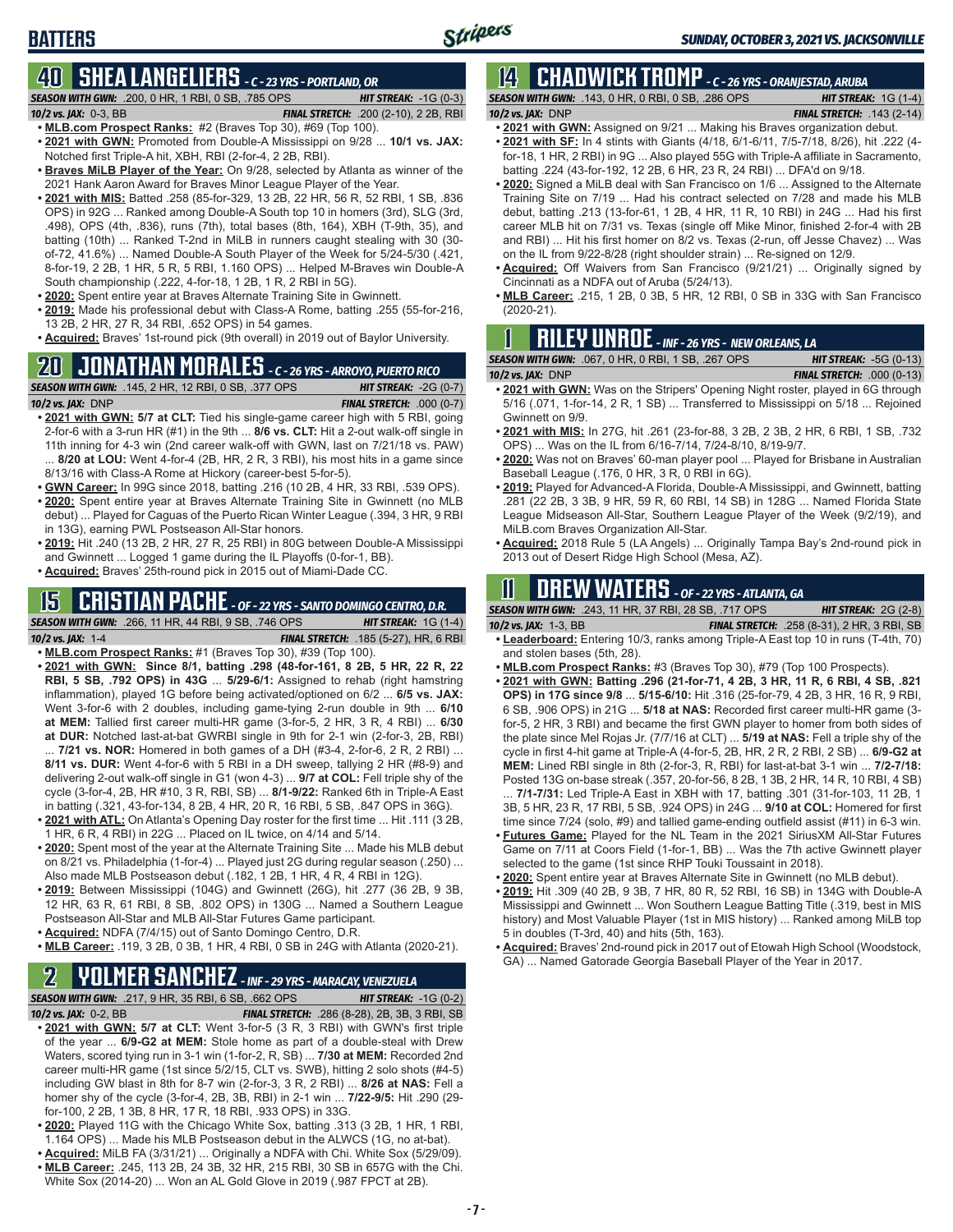# BATTERS

## 40 SHEA LANGELIERS - C - 23 YRS - PORTLAND, OR

**SEASON WITH GWN:** .200, 0 HR, 1 RBI, 0 SB, .785 OPS **HIT STREAK:** -1G (0-3)
**10/2 vs. JAX:** 0-3, BB **FINAL STRETCH:** .200 (2-10), 2 2B, RBI

- **MLB.com Prospect Ranks:** #2 (Braves Top 30), #69 (Top 100).
- **2021 with GWN:** Promoted from Double-A Mississippi on 9/28 ... **10/1 vs. JAX:** Notched first Triple-A hit, XBH, RBI (2-for-4, 2 2B, RBI).
- **Braves MiLB Player of the Year:** On 9/28, selected by Atlanta as winner of the 2021 Hank Aaron Award for Braves Minor League Player of the Year.
- **2021 with MIS:** Batted .258 (85-for-329, 13 2B, 22 HR, 56 R, 52 RBI, 1 SB, .836 OPS) in 92G ... Ranked among Double-A South top 10 in homers (3rd), SLG (3rd, .498), OPS (4th, .836), runs (7th), total bases (8th, 164), XBH (T-9th, 35), and batting (10th) ... Ranked T-2nd in MiLB in runners caught stealing with 30 (30-of-72, 41.6%) ... Named Double-A South Player of the Week for 5/24-5/30 (.421, 8-for-19, 2 2B, 1 HR, 5 R, 5 RBI, 1.160 OPS) ... Helped M-Braves win Double-A South championship (.222, 4-for-18, 1 2B, 1 R, 2 RBI in 5G).
- **2020:** Spent entire year at Braves Alternate Training Site in Gwinnett.
- **2019:** Made his professional debut with Class-A Rome, batting .255 (55-for-216, 13 2B, 2 HR, 27 R, 34 RBI, .652 OPS) in 54 games.
- **Acquired:** Braves' 1st-round pick (9th overall) in 2019 out of Baylor University.

## 20 JONATHAN MORALES - C - 26 YRS - ARROYO, PUERTO RICO

**SEASON WITH GWN:** .145, 2 HR, 12 RBI, 0 SB, .377 OPS **HIT STREAK:** -2G (0-7)
**10/2 vs. JAX:** DNP **FINAL STRETCH:** .000 (0-7)

- **2021 with GWN: 5/7 at CLT:** Tied his single-game career high with 5 RBI, going 2-for-6 with a 3-run HR (#1) in the 9th ... **8/6 vs. CLT:** Hit a 2-out walk-off single in 11th inning for 4-3 win (2nd career walk-off with GWN, last on 7/21/18 vs. PAW) ... **8/20 at LOU:** Went 4-for-4 (2B, HR, 2 R, 3 RBI), his most hits in a game since 8/13/16 with Class-A Rome at Hickory (career-best 5-for-5).
- **GWN Career:** In 99G since 2018, batting .216 (10 2B, 4 HR, 33 RBI, .539 OPS).
- **2020:** Spent entire year at Braves Alternate Training Site in Gwinnett (no MLB debut) ... Played for Caguas of the Puerto Rican Winter League (.394, 3 HR, 9 RBI in 13G), earning PWL Postseason All-Star honors.
- **2019:** Hit .240 (13 2B, 2 HR, 27 R, 25 RBI) in 80G between Double-A Mississippi and Gwinnett ... Logged 1 game during the IL Playoffs (0-for-1, BB).
- **Acquired:** Braves' 25th-round pick in 2015 out of Miami-Dade CC.

## 15 CRISTIAN PACHE - OF - 22 YRS - SANTO DOMINGO CENTRO, D.R.

**SEASON WITH GWN:** .266, 11 HR, 44 RBI, 9 SB, .746 OPS **HIT STREAK:** 1G (1-4)
**10/2 vs. JAX:** 1-4 **FINAL STRETCH:** .185 (5-27), HR, 6 RBI

- **MLB.com Prospect Ranks:** #1 (Braves Top 30), #39 (Top 100).
- **2021 with GWN: Since 8/1, batting .298 (48-for-161, 8 2B, 5 HR, 22 R, 22 RBI, 5 SB, .792 OPS) in 43G** ... **5/29-6/1:** Assigned to rehab (right hamstring inflammation), played 1G before being activated/optioned on 6/2 ... **6/5 vs. JAX:** Went 3-for-6 with 2 doubles, including game-tying 2-run double in 9th ... **6/10 at MEM:** Tallied first career multi-HR game (3-for-5, 2 HR, 3 R, 4 RBI) ... **6/30 at DUR:** Notched last-at-bat GWRBI single in 9th for 2-1 win (2-for-3, 2B, RBI) ... **7/21 vs. NOR:** Homered in both games of a DH (#3-4, 2-for-6, 2 R, 2 RBI) ... **8/11 vs. DUR:** Went 4-for-6 with 5 RBI in a DH sweep, tallying 2 HR (#8-9) and delivering 2-out walk-off single in G1 (won 4-3) ... **9/7 at COL:** Fell triple shy of the cycle (3-for-4, 2B, HR #10, 3 R, RBI, SB) ... **8/1-9/22:** Ranked 6th in Triple-A East in batting (.321, 43-for-134, 8 2B, 4 HR, 20 R, 16 RBI, 5 SB, .847 OPS in 36G).
- **2021 with ATL:** On Atlanta's Opening Day roster for the first time ... Hit .111 (3 2B, 1 HR, 6 R, 4 RBI) in 22G ... Placed on IL twice, on 4/14 and 5/14.
- **2020:** Spent most of the year at the Alternate Training Site ... Made his MLB debut on 8/21 vs. Philadelphia (1-for-4) ... Played just 2G during regular season (.250) ... Also made MLB Postseason debut (.182, 1 2B, 1 HR, 4 R, 4 RBI in 12G).
- **2019:** Between Mississippi (104G) and Gwinnett (26G), hit .277 (36 2B, 9 3B, 12 HR, 63 R, 61 RBI, 8 SB, .802 OPS) in 130G ... Named a Southern League Postseason All-Star and MLB All-Star Futures Game participant.
- **Acquired:** NDFA (7/4/15) out of Santo Domingo Centro, D.R.
- **MLB Career:** .119, 3 2B, 0 3B, 1 HR, 4 RBI, 0 SB in 24G with Atlanta (2020-21).

## 2 YOLMER SANCHEZ - INF - 29 YRS - MARACAY, VENEZUELA

**SEASON WITH GWN:** .217, 9 HR, 35 RBI, 6 SB, .662 OPS **HIT STREAK:** -1G (0-2)
**10/2 vs. JAX:** 0-2, BB **FINAL STRETCH:** .286 (8-28), 2B, 3B, 3 RBI, SB

- **2021 with GWN: 5/7 at CLT:** Went 3-for-5 (3 R, 3 RBI) with GWN's first triple of the year ... **6/9-G2 at MEM:** Stole home as part of a double-steal with Drew Waters, scored tying run in 3-1 win (1-for-2, R, SB) ... **7/30 at MEM:** Recorded 2nd career multi-HR game (1st since 5/2/15, CLT vs. SWB), hitting 2 solo shots (#4-5) including GW blast in 8th for 8-7 win (2-for-3, 2 R, 2 RBI) ... **8/26 at NAS:** Fell a homer shy of the cycle (3-for-4, 2B, 3B, RBI) in 2-1 win ... **7/22-9/5:** Hit .290 (29-for-100, 2 2B, 1 3B, 8 HR, 17 R, 18 RBI, .933 OPS) in 33G.
- **2020:** Played 11G with the Chicago White Sox, batting .313 (3 2B, 1 HR, 1 RBI, 1.164 OPS) ... Made his MLB Postseason debut in the ALWCS (1G, no at-bat).
- **Acquired:** MiLB FA (3/31/21) ... Originally a NDFA with Chi. White Sox (5/29/09).
- **MLB Career:** .245, 113 2B, 24 3B, 32 HR, 215 RBI, 30 SB in 657G with the Chi. White Sox (2014-20) ... Won an AL Gold Glove in 2019 (.987 FPCT at 2B).

## 14 CHADWICK TROMP - C - 26 YRS - ORANJESTAD, ARUBA

**SEASON WITH GWN:** .143, 0 HR, 0 RBI, 0 SB, .286 OPS **HIT STREAK:** 1G (1-4)
**10/2 vs. JAX:** DNP **FINAL STRETCH:** .143 (2-14)

- **2021 with GWN:** Assigned on 9/21 ... Making his Braves organization debut.
- **2021 with SF:** In 4 stints with Giants (4/18, 6/1-6/11, 7/5-7/18, 8/26), hit .222 (4-for-18, 1 HR, 2 RBI) in 9G ... Also played 55G with Triple-A affiliate in Sacramento, batting .224 (43-for-192, 12 2B, 6 HR, 23 R, 24 RBI) ... DFA'd on 9/18.
- **2020:** Signed a MiLB deal with San Francisco on 1/6 ... Assigned to the Alternate Training Site on 7/19 ... Had his contract selected on 7/28 and made his MLB debut, batting .213 (13-for-61, 1 2B, 4 HR, 11 R, 10 RBI) in 24G ... Had his first career MLB hit on 7/31 vs. Texas (single off Mike Minor, finished 2-for-4 with 2B and RBI) ... Hit his first homer on 8/2 vs. Texas (2-run, off Jesse Chavez) ... Was on the IL from 9/22-8/28 (right shoulder strain) ... Re-signed on 12/9.
- **Acquired:** Off Waivers from San Francisco (9/21/21) ... Originally signed by Cincinnati as a NDFA out of Aruba (5/24/13).
- **MLB Career:** .215, 1 2B, 0 3B, 5 HR, 12 RBI, 0 SB in 33G with San Francisco (2020-21).

## 1 RILEY UNROE - INF - 26 YRS - NEW ORLEANS, LA

**SEASON WITH GWN:** .067, 0 HR, 0 RBI, 1 SB, .267 OPS **HIT STREAK:** -5G (0-13)
**10/2 vs. JAX:** DNP **FINAL STRETCH:** .000 (0-13)

- **2021 with GWN:** Was on the Stripers' Opening Night roster, played in 6G through 5/16 (.071, 1-for-14, 2 R, 1 SB) ... Transferred to Mississippi on 5/18 ... Rejoined Gwinnett on 9/9.
- **2021 with MIS:** In 27G, hit .261 (23-for-88, 3 2B, 2 3B, 2 HR, 6 RBI, 1 SB, .732 OPS) ... Was on the IL from 6/16-7/14, 7/24-8/10, 8/19-9/7.
- **2020:** Was not on Braves' 60-man player pool ... Played for Brisbane in Australian Baseball League (.176, 0 HR, 3 R, 0 RBI in 6G).
- **2019:** Played for Advanced-A Florida, Double-A Mississippi, and Gwinnett, batting .281 (22 2B, 3 3B, 9 HR, 59 R, 60 RBI, 14 SB) in 128G ... Named Florida State League Midseason All-Star, Southern League Player of the Week (9/2/19), and MiLB.com Braves Organization All-Star.
- **Acquired:** 2018 Rule 5 (LA Angels) ... Originally Tampa Bay's 2nd-round pick in 2013 out of Desert Ridge High School (Mesa, AZ).

## 11 DREW WATERS - OF - 22 YRS - ATLANTA, GA

**SEASON WITH GWN:** .243, 11 HR, 37 RBI, 28 SB, .717 OPS **HIT STREAK:** 2G (2-8)
**10/2 vs. JAX:** 1-3, BB **FINAL STRETCH:** .258 (8-31), 2 HR, 3 RBI, SB

- **Leaderboard:** Entering 10/3, ranks among Triple-A East top 10 in runs (T-4th, 70) and stolen bases (5th, 28).
- **MLB.com Prospect Ranks:** #3 (Braves Top 30), #79 (Top 100 Prospects).
- **2021 with GWN: Batting .296 (21-for-71, 4 2B, 3 HR, 11 R, 6 RBI, 4 SB, .821 OPS) in 17G since 9/8** ... **5/15-6/10:** Hit .316 (25-for-79, 4 2B, 3 HR, 16 R, 9 RBI, 6 SB, .906 OPS) in 21G ... **5/18 at NAS:** Recorded first career multi-HR game (3-for-5, 2 HR, 3 RBI) and became the first GWN player to homer from both sides of the plate since Mel Rojas Jr. (7/7/16 at CLT) ... **5/19 at NAS:** Fell a triple shy of the cycle in first 4-hit game at Triple-A (4-for-5, 2B, HR, 2 R, 2 RBI, 2 SB) ... **6/9-G2 at MEM:** Lined RBI single in 8th (2-for-3, R, RBI) for last-at-bat 3-1 win ... **7/2-7/18:** Posted 13G on-base streak (.357, 20-for-56, 8 2B, 1 3B, 2 HR, 14 R, 10 RBI, 4 SB) ... **7/1-7/31:** Led Triple-A East in XBH with 17, batting .301 (31-for-103, 11 2B, 1 3B, 5 HR, 23 R, 17 RBI, 5 SB, .924 OPS) in 24G ... **9/10 at COL:** Homered for first time since 7/24 (solo, #9) and tallied game-ending outfield assist (#11) in 6-3 win.
- **Futures Game:** Played for the NL Team in the 2021 SiriusXM All-Star Futures Game on 7/11 at Coors Field (1-for-1, BB) ... Was the 7th active Gwinnett player selected to the game (1st since RHP Touki Toussaint in 2018).
- **2020:** Spent entire year at Braves Alternate Training Site in Gwinnett (no MLB debut).
- **2019:** Hit .309 (40 2B, 9 3B, 7 HR, 80 R, 52 RBI, 16 SB) in 134G with Double-A Mississippi and Gwinnett ... Won Southern League Batting Title (.319, best in MIS history) and Most Valuable Player (1st in MIS history) ... Ranked among MiLB top 5 in doubles (T-3rd, 40) and hits (5th, 163).
- **Acquired:** Braves' 2nd-round pick in 2017 out of Etowah High School (Woodstock, GA) ... Named Gatorade Georgia Baseball Player of the Year in 2017.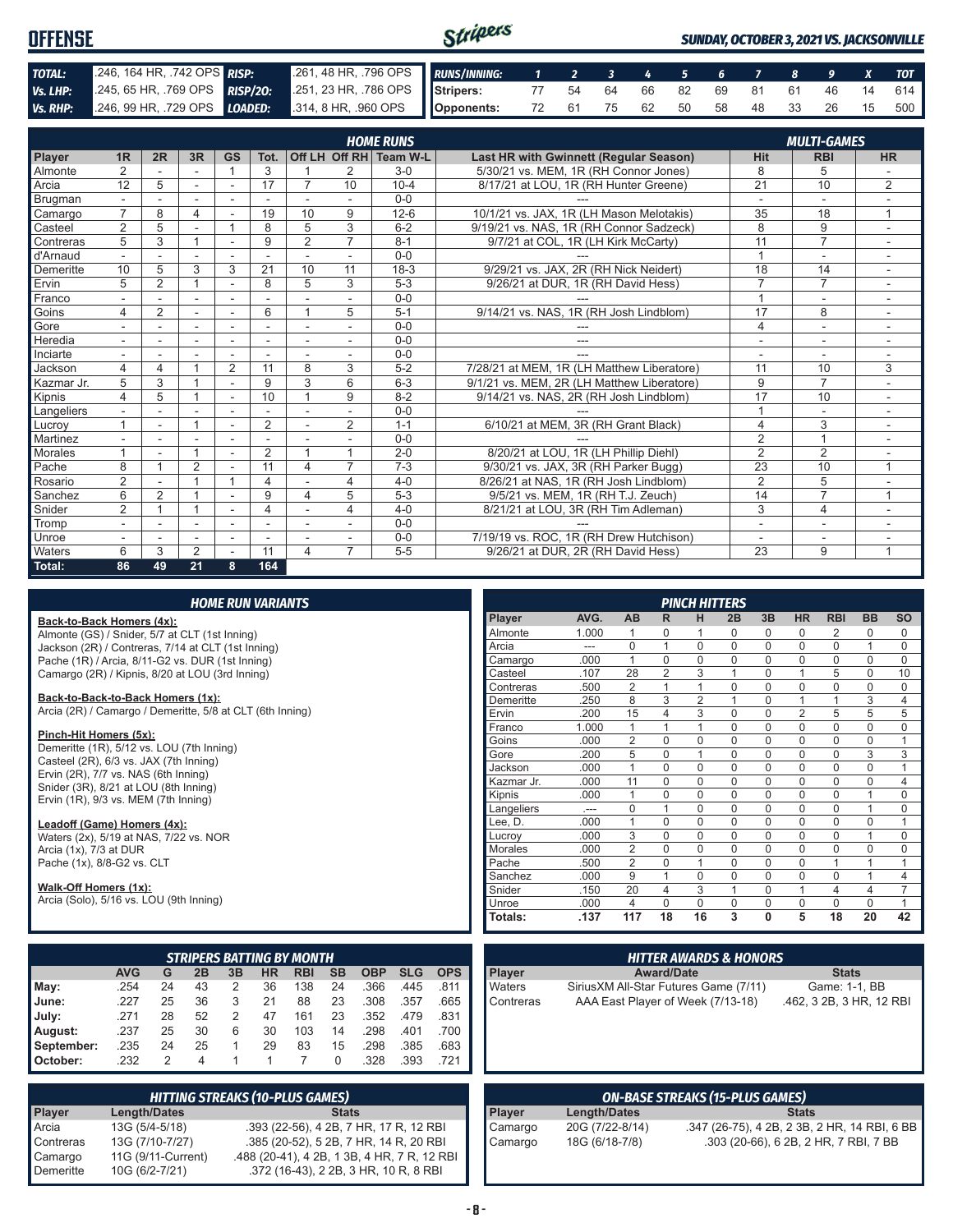# OFFENSE

*SUNDAY, OCTOBER 3, 2021 VS. JACKSONVILLE*

| | | | |
|---|---|---|---|
| **TOTAL:** | .246, 164 HR, .742 OPS | **RISP:** | .261, 48 HR, .796 OPS |
| **Vs. LHP:** | .245, 65 HR, .769 OPS | **RISP/2O:** | .251, 23 HR, .786 OPS |
| **Vs. RHP:** | .246, 99 HR, .729 OPS | **LOADED:** | .314, 8 HR, .960 OPS |

| RUNS/INNING: | 1 | 2 | 3 | 4 | 5 | 6 | 7 | 8 | 9 | X | TOT |
|---|---|---|---|---|---|---|---|---|---|---|---|
| Stripers: | 77 | 54 | 64 | 66 | 82 | 69 | 81 | 61 | 46 | 14 | 614 |
| Opponents: | 72 | 61 | 75 | 62 | 50 | 58 | 48 | 33 | 26 | 15 | 500 |

## HOME RUNS / MULTI-GAMES

| Player | 1R | 2R | 3R | GS | Tot. | Off LH | Off RH | Team W-L | Last HR with Gwinnett (Regular Season) | Hit | RBI | HR |
|---|---|---|---|---|---|---|---|---|---|---|---|---|
| Almonte | 2 | - | - | 1 | 3 | 1 | 2 | 3-0 | 5/30/21 vs. MEM, 1R (RH Connor Jones) | 8 | 5 | - |
| Arcia | 12 | 5 | - | - | 17 | 7 | 10 | 10-4 | 8/17/21 at LOU, 1R (RH Hunter Greene) | 21 | 10 | 2 |
| Brugman | - | - | - | - | - | - | - | 0-0 | --- | - | - | - |
| Camargo | 7 | 8 | 4 | - | 19 | 10 | 9 | 12-6 | 10/1/21 vs. JAX, 1R (LH Mason Melotakis) | 35 | 18 | 1 |
| Casteel | 2 | 5 | - | 1 | 8 | 5 | 3 | 6-2 | 9/19/21 vs. NAS, 1R (RH Connor Sadzeck) | 8 | 9 | - |
| Contreras | 5 | 3 | 1 | - | 9 | 2 | 7 | 8-1 | 9/7/21 at COL, 1R (LH Kirk McCarty) | 11 | 7 | - |
| d'Arnaud | - | - | - | - | - | - | - | 0-0 | --- | 1 | - | - |
| Demeritte | 10 | 5 | 3 | 3 | 21 | 10 | 11 | 18-3 | 9/29/21 vs. JAX, 2R (RH Nick Neidert) | 18 | 14 | - |
| Ervin | 5 | 2 | 1 | - | 8 | 5 | 3 | 5-3 | 9/26/21 at DUR, 1R (RH David Hess) | 7 | 7 | - |
| Franco | - | - | - | - | - | - | - | 0-0 | --- | 1 | - | - |
| Goins | 4 | 2 | - | - | 6 | 1 | 5 | 5-1 | 9/14/21 vs. NAS, 1R (RH Josh Lindblom) | 17 | 8 | - |
| Gore | - | - | - | - | - | - | - | 0-0 | --- | 4 | - | - |
| Heredia | - | - | - | - | - | - | - | 0-0 | --- | - | - | - |
| Inciarte | - | - | - | - | - | - | - | 0-0 | --- | - | - | - |
| Jackson | 4 | 4 | 1 | 2 | 11 | 8 | 3 | 5-2 | 7/28/21 at MEM, 1R (LH Matthew Liberatore) | 11 | 10 | 3 |
| Kazmar Jr. | 5 | 3 | 1 | - | 9 | 3 | 6 | 6-3 | 9/1/21 vs. MEM, 2R (LH Matthew Liberatore) | 9 | 7 | - |
| Kipnis | 4 | 5 | 1 | - | 10 | 1 | 9 | 8-2 | 9/14/21 vs. NAS, 2R (RH Josh Lindblom) | 17 | 10 | - |
| Langeliers | - | - | - | - | - | - | - | 0-0 | --- | 1 | - | - |
| Lucroy | 1 | - | 1 | - | 2 | - | 2 | 1-1 | 6/10/21 at MEM, 3R (RH Grant Black) | 4 | 3 | - |
| Martinez | - | - | - | - | - | - | - | 0-0 | --- | 2 | 1 | - |
| Morales | 1 | - | 1 | - | 2 | 1 | 1 | 2-0 | 8/20/21 at LOU, 1R (LH Phillip Diehl) | 2 | 2 | - |
| Pache | 8 | 1 | 2 | - | 11 | 4 | 7 | 7-3 | 9/30/21 vs. JAX, 3R (RH Parker Bugg) | 23 | 10 | 1 |
| Rosario | 2 | - | 1 | 1 | 4 | - | 4 | 4-0 | 8/26/21 at NAS, 1R (RH Josh Lindblom) | 2 | 5 | - |
| Sanchez | 6 | 2 | 1 | - | 9 | 4 | 5 | 5-3 | 9/5/21 vs. MEM, 1R (RH T.J. Zeuch) | 14 | 7 | 1 |
| Snider | 2 | 1 | 1 | - | 4 | - | 4 | 4-0 | 8/21/21 at LOU, 3R (RH Tim Adleman) | 3 | 4 | - |
| Tromp | - | - | - | - | - | - | - | 0-0 | --- | - | - | - |
| Unroe | - | - | - | - | - | - | - | 0-0 | 7/19/19 vs. ROC, 1R (RH Drew Hutchison) | - | - | - |
| Waters | 6 | 3 | 2 | - | 11 | 4 | 7 | 5-5 | 9/26/21 at DUR, 2R (RH David Hess) | 23 | 9 | 1 |
| **Total:** | **86** | **49** | **21** | **8** | **164** | | | | | | | |

## HOME RUN VARIANTS

**Back-to-Back Homers (4x):**
Almonte (GS) / Snider, 5/7 at CLT (1st Inning)
Jackson (2R) / Contreras, 7/14 at CLT (1st Inning)
Pache (1R) / Arcia, 8/11-G2 vs. DUR (1st Inning)
Camargo (2R) / Kipnis, 8/20 at LOU (3rd Inning)

**Back-to-Back-to-Back Homers (1x):**
Arcia (2R) / Camargo / Demeritte, 5/8 at CLT (6th Inning)

**Pinch-Hit Homers (5x):**
Demeritte (1R), 5/12 vs. LOU (7th Inning)
Casteel (2R), 6/3 vs. JAX (7th Inning)
Ervin (2R), 7/7 vs. NAS (6th Inning)
Snider (3R), 8/21 at LOU (8th Inning)
Ervin (1R), 9/3 vs. MEM (7th Inning)

**Leadoff (Game) Homers (4x):**
Waters (2x), 5/19 at NAS, 7/22 vs. NOR
Arcia (1x), 7/3 at DUR
Pache (1x), 8/8-G2 vs. CLT

**Walk-Off Homers (1x):**
Arcia (Solo), 5/16 vs. LOU (9th Inning)

## PINCH HITTERS

| Player | AVG. | AB | R | H | 2B | 3B | HR | RBI | BB | SO |
|---|---|---|---|---|---|---|---|---|---|---|
| Almonte | 1.000 | 1 | 0 | 1 | 0 | 0 | 0 | 2 | 0 | 0 |
| Arcia | --- | 0 | 1 | 0 | 0 | 0 | 0 | 0 | 1 | 0 |
| Camargo | .000 | 1 | 0 | 0 | 0 | 0 | 0 | 0 | 0 | 0 |
| Casteel | .107 | 28 | 2 | 3 | 1 | 0 | 1 | 5 | 0 | 10 |
| Contreras | .500 | 2 | 1 | 1 | 0 | 0 | 0 | 0 | 0 | 0 |
| Demeritte | .250 | 8 | 3 | 2 | 1 | 0 | 1 | 1 | 3 | 4 |
| Ervin | .200 | 15 | 4 | 3 | 0 | 0 | 2 | 5 | 5 | 5 |
| Franco | 1.000 | 1 | 1 | 1 | 0 | 0 | 0 | 0 | 0 | 0 |
| Goins | .000 | 2 | 0 | 0 | 0 | 0 | 0 | 0 | 0 | 1 |
| Gore | .200 | 5 | 0 | 1 | 0 | 0 | 0 | 0 | 3 | 3 |
| Jackson | .000 | 1 | 0 | 0 | 0 | 0 | 0 | 0 | 0 | 1 |
| Kazmar Jr. | .000 | 11 | 0 | 0 | 0 | 0 | 0 | 0 | 0 | 4 |
| Kipnis | .000 | 1 | 0 | 0 | 0 | 0 | 0 | 0 | 1 | 0 |
| Langeliers | .--- | 0 | 1 | 0 | 0 | 0 | 0 | 0 | 1 | 0 |
| Lee, D. | .000 | 1 | 0 | 0 | 0 | 0 | 0 | 0 | 0 | 1 |
| Lucroy | .000 | 3 | 0 | 0 | 0 | 0 | 0 | 0 | 1 | 0 |
| Morales | .000 | 2 | 0 | 0 | 0 | 0 | 0 | 0 | 0 | 0 |
| Pache | .500 | 2 | 0 | 1 | 0 | 0 | 0 | 1 | 1 | 1 |
| Sanchez | .000 | 9 | 1 | 0 | 0 | 0 | 0 | 0 | 1 | 4 |
| Snider | .150 | 20 | 4 | 3 | 1 | 0 | 1 | 4 | 4 | 7 |
| Unroe | .000 | 4 | 0 | 0 | 0 | 0 | 0 | 0 | 0 | 1 |
| **Totals:** | **.137** | **117** | **18** | **16** | **3** | **0** | **5** | **18** | **20** | **42** |

## STRIPERS BATTING BY MONTH

| | AVG | G | 2B | 3B | HR | RBI | SB | OBP | SLG | OPS |
|---|---|---|---|---|---|---|---|---|---|---|
| May: | .254 | 24 | 43 | 2 | 36 | 138 | 24 | .366 | .445 | .811 |
| June: | .227 | 25 | 36 | 3 | 21 | 88 | 23 | .308 | .357 | .665 |
| July: | .271 | 28 | 52 | 2 | 47 | 161 | 23 | .352 | .479 | .831 |
| August: | .237 | 25 | 30 | 6 | 30 | 103 | 14 | .298 | .401 | .700 |
| September: | .235 | 24 | 25 | 1 | 29 | 83 | 15 | .298 | .385 | .683 |
| October: | .232 | 2 | 4 | 1 | 1 | 7 | 0 | .328 | .393 | .721 |

## HITTER AWARDS & HONORS

| Player | Award/Date | Stats |
|---|---|---|
| Waters | SiriusXM All-Star Futures Game (7/11) | Game: 1-1, BB |
| Contreras | AAA East Player of Week (7/13-18) | .462, 3 2B, 3 HR, 12 RBI |

## HITTING STREAKS (10-PLUS GAMES)

| Player | Length/Dates | Stats |
|---|---|---|
| Arcia | 13G (5/4-5/18) | .393 (22-56), 4 2B, 7 HR, 17 R, 12 RBI |
| Contreras | 13G (7/10-7/27) | .385 (20-52), 5 2B, 7 HR, 14 R, 20 RBI |
| Camargo | 11G (9/11-Current) | .488 (20-41), 4 2B, 1 3B, 4 HR, 7 R, 12 RBI |
| Demeritte | 10G (6/2-7/21) | .372 (16-43), 2 2B, 3 HR, 10 R, 8 RBI |

## ON-BASE STREAKS (15-PLUS GAMES)

| Player | Length/Dates | Stats |
|---|---|---|
| Camargo | 20G (7/22-8/14) | .347 (26-75), 4 2B, 2 3B, 2 HR, 14 RBI, 6 BB |
| Camargo | 18G (6/18-7/8) | .303 (20-66), 6 2B, 2 HR, 7 RBI, 7 BB |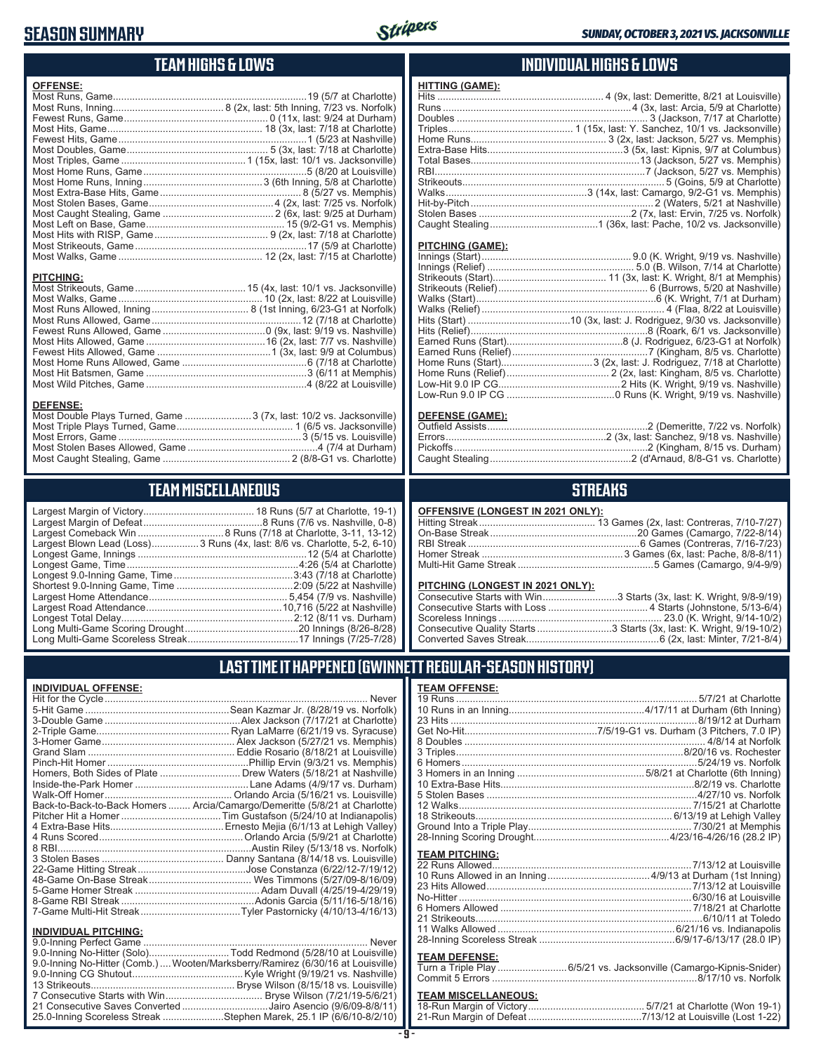# SEASON SUMMARY

*SUNDAY, OCTOBER 3, 2021 VS. JACKSONVILLE*

## TEAM HIGHS & LOWS

**OFFENSE:**

| | |
|---|---|
| Most Runs, Game | 19 (5/7 at Charlotte) |
| Most Runs, Inning | 8 (2x, last: 5th Inning, 7/23 vs. Norfolk) |
| Fewest Runs, Game | 0 (11x, last: 9/24 at Durham) |
| Most Hits, Game | 18 (3x, last: 7/18 at Charlotte) |
| Fewest Hits, Game | 1 (5/23 at Nashville) |
| Most Doubles, Game | 5 (3x, last: 7/18 at Charlotte) |
| Most Triples, Game | 1 (15x, last: 10/1 vs. Jacksonville) |
| Most Home Runs, Game | 5 (8/20 at Louisville) |
| Most Home Runs, Inning | 3 (6th Inning, 5/8 at Charlotte) |
| Most Extra-Base Hits, Game | 8 (5/27 vs. Memphis) |
| Most Stolen Bases, Game | 4 (2x, last: 7/25 vs. Norfolk) |
| Most Caught Stealing, Game | 2 (6x, last: 9/25 at Durham) |
| Most Left on Base, Game | 15 (9/2-G1 vs. Memphis) |
| Most Hits with RISP, Game | 9 (2x, last: 7/18 at Charlotte) |
| Most Strikeouts, Game | 17 (5/9 at Charlotte) |
| Most Walks, Game | 12 (2x, last: 7/15 at Charlotte) |

**PITCHING:**

| | |
|---|---|
| Most Strikeouts, Game | 15 (4x, last: 10/1 vs. Jacksonville) |
| Most Walks, Game | 10 (2x, last: 8/22 at Louisville) |
| Most Runs Allowed, Inning | 8 (1st Inning, 6/23-G1 at Norfolk) |
| Most Runs Allowed, Game | 12 (7/18 at Charlotte) |
| Fewest Runs Allowed, Game | 0 (9x, last: 9/19 vs. Nashville) |
| Most Hits Allowed, Game | 16 (2x, last: 7/7 vs. Nashville) |
| Fewest Hits Allowed, Game | 1 (3x, last: 9/9 at Columbus) |
| Most Home Runs Allowed, Game | 6 (7/18 at Charlotte) |
| Most Hit Batsmen, Game | 3 (6/11 at Memphis) |
| Most Wild Pitches, Game | 4 (8/22 at Louisville) |

**DEFENSE:**

| | |
|---|---|
| Most Double Plays Turned, Game | 3 (7x, last: 10/2 vs. Jacksonville) |
| Most Triple Plays Turned, Game | 1 (6/5 vs. Jacksonville) |
| Most Errors, Game | 3 (5/15 vs. Louisville) |
| Most Stolen Bases Allowed, Game | 4 (7/4 at Durham) |
| Most Caught Stealing, Game | 2 (8/8-G1 vs. Charlotte) |

## INDIVIDUAL HIGHS & LOWS

**HITTING (GAME):**

| | |
|---|---|
| Hits | 4 (9x, last: Demeritte, 8/21 at Louisville) |
| Runs | 4 (3x, last: Arcia, 5/9 at Charlotte) |
| Doubles | 3 (Jackson, 7/17 at Charlotte) |
| Triples | 1 (15x, last: Y. Sanchez, 10/1 vs. Jacksonville) |
| Home Runs | 3 (2x, last: Jackson, 5/27 vs. Memphis) |
| Extra-Base Hits | 3 (5x, last: Kipnis, 9/7 at Columbus) |
| Total Bases | 13 (Jackson, 5/27 vs. Memphis) |
| RBI | 7 (Jackson, 5/27 vs. Memphis) |
| Strikeouts | 5 (Goins, 5/9 at Charlotte) |
| Walks | 3 (14x, last: Camargo, 9/2-G1 vs. Memphis) |
| Hit-by-Pitch | 2 (Waters, 5/21 at Nashville) |
| Stolen Bases | 2 (7x, last: Ervin, 7/25 vs. Norfolk) |
| Caught Stealing | 1 (36x, last: Pache, 10/2 vs. Jacksonville) |

**PITCHING (GAME):**

| | |
|---|---|
| Innings (Start) | 9.0 (K. Wright, 9/19 vs. Nashville) |
| Innings (Relief) | 5.0 (B. Wilson, 7/14 at Charlotte) |
| Strikeouts (Start) | 11 (3x, last: K. Wright, 8/1 at Memphis) |
| Strikeouts (Relief) | 6 (Burrows, 5/20 at Nashville) |
| Walks (Start) | 6 (K. Wright, 7/1 at Durham) |
| Walks (Relief) | 4 (Flaa, 8/22 at Louisville) |
| Hits (Start) | 10 (3x, last: J. Rodriguez, 9/30 vs. Jacksonville) |
| Hits (Relief) | 8 (Roark, 6/1 vs. Jacksonville) |
| Earned Runs (Start) | 8 (J. Rodriguez, 6/23-G1 at Norfolk) |
| Earned Runs (Relief) | 7 (Kingham, 8/5 vs. Charlotte) |
| Home Runs (Start) | 3 (2x, last: J. Rodriguez, 7/18 at Charlotte) |
| Home Runs (Relief) | 2 (2x, last: Kingham, 8/5 vs. Charlotte) |
| Low-Hit 9.0 IP CG | 2 Hits (K. Wright, 9/19 vs. Nashville) |
| Low-Run 9.0 IP CG | 0 Runs (K. Wright, 9/19 vs. Nashville) |

**DEFENSE (GAME):**

| | |
|---|---|
| Outfield Assists | 2 (Demeritte, 7/22 vs. Norfolk) |
| Errors | 2 (3x, last: Sanchez, 9/18 vs. Nashville) |
| Pickoffs | 2 (Kingham, 8/15 vs. Durham) |
| Caught Stealing | 2 (d'Arnaud, 8/8-G1 vs. Charlotte) |

## TEAM MISCELLANEOUS

| | |
|---|---|
| Largest Margin of Victory | 18 Runs (5/7 at Charlotte, 19-1) |
| Largest Margin of Defeat | 8 Runs (7/6 vs. Nashville, 0-8) |
| Largest Comeback Win | 8 Runs (7/18 at Charlotte, 3-11, 13-12) |
| Largest Blown Lead (Loss) | 3 Runs (4x, last: 8/6 vs. Charlotte, 5-2, 6-10) |
| Longest Game, Innings | 12 (5/4 at Charlotte) |
| Longest Game, Time | 4:26 (5/4 at Charlotte) |
| Longest 9.0-Inning Game, Time | 3:43 (7/18 at Charlotte) |
| Shortest 9.0-Inning Game, Time | 2:09 (5/22 at Nashville) |
| Largest Home Attendance | 5,454 (7/9 vs. Nashville) |
| Largest Road Attendance | 10,716 (5/22 at Nashville) |
| Longest Total Delay | 2:12 (8/11 vs. Durham) |
| Long Multi-Game Scoring Drought | 20 Innings (8/26-8/28) |
| Long Multi-Game Scoreless Streak | 17 Innings (7/25-7/28) |

## STREAKS

**OFFENSIVE (LONGEST IN 2021 ONLY):**

| | |
|---|---|
| Hitting Streak | 13 Games (2x, last: Contreras, 7/10-7/27) |
| On-Base Streak | 20 Games (Camargo, 7/22-8/14) |
| RBI Streak | 6 Games (Contreras, 7/16-7/23) |
| Homer Streak | 3 Games (6x, last: Pache, 8/8-8/11) |
| Multi-Hit Game Streak | 5 Games (Camargo, 9/4-9/9) |

**PITCHING (LONGEST IN 2021 ONLY):**

| | |
|---|---|
| Consecutive Starts with Win | 3 Starts (3x, last: K. Wright, 9/8-9/19) |
| Consecutive Starts with Loss | 4 Starts (Johnstone, 5/13-6/4) |
| Scoreless Innings | 23.0 (K. Wright, 9/14-10/2) |
| Consecutive Quality Starts | 3 Starts (3x, last: K. Wright, 9/19-10/2) |
| Converted Saves Streak | 6 (2x, last: Minter, 7/21-8/4) |

## LAST TIME IT HAPPENED (GWINNETT REGULAR-SEASON HISTORY)

**INDIVIDUAL OFFENSE:**

| | |
|---|---|
| Hit for the Cycle | Never |
| 5-Hit Game | Sean Kazmar Jr. (8/28/19 vs. Norfolk) |
| 3-Double Game | Alex Jackson (7/17/21 at Charlotte) |
| 2-Triple Game | Ryan LaMarre (6/21/19 vs. Syracuse) |
| 3-Homer Game | Alex Jackson (5/27/21 vs. Memphis) |
| Grand Slam | Eddie Rosario (8/18/21 at Louisville) |
| Pinch-Hit Homer | Phillip Ervin (9/3/21 vs. Memphis) |
| Homers, Both Sides of Plate | Drew Waters (5/18/21 at Nashville) |
| Inside-the-Park Homer | Lane Adams (4/9/17 vs. Durham) |
| Walk-Off Homer | Orlando Arcia (5/16/21 vs. Louisville) |
| Back-to-Back-to-Back Homers | Arcia/Camargo/Demeritte (5/8/21 at Charlotte) |
| Pitcher Hit a Homer | Tim Gustafson (5/24/10 at Indianapolis) |
| 4 Extra-Base Hits | Ernesto Mejia (6/1/13 at Lehigh Valley) |
| 4 Runs Scored | Orlando Arcia (5/9/21 at Charlotte) |
| 8 RBI | Austin Riley (5/13/18 vs. Norfolk) |
| 3 Stolen Bases | Danny Santana (8/14/18 vs. Louisville) |
| 22-Game Hitting Streak | Jose Constanza (6/22/12-7/19/12) |
| 48-Game On-Base Streak | Wes Timmons (5/27/09-8/16/09) |
| 5-Game Homer Streak | Adam Duvall (4/25/19-4/29/19) |
| 8-Game RBI Streak | Adonis Garcia (5/11/16-5/18/16) |
| 7-Game Multi-Hit Streak | Tyler Pastornicky (4/10/13-4/16/13) |

**INDIVIDUAL PITCHING:**

| | |
|---|---|
| 9.0-Inning Perfect Game | Never |
| 9.0-Inning No-Hitter (Solo) | Todd Redmond (5/28/10 at Louisville) |
| 9.0-Inning No-Hitter (Comb.) | Wooten/Marksberry/Ramirez (6/30/16 at Louisville) |
| 9.0-Inning CG Shutout | Kyle Wright (9/19/21 vs. Nashville) |
| 13 Strikeouts | Bryse Wilson (8/15/18 vs. Louisville) |
| 7 Consecutive Starts with Win | Bryse Wilson (7/21/19-5/6/21) |
| 21 Consecutive Saves Converted | Jairo Asencio (9/6/09-8/8/11) |
| 25.0-Inning Scoreless Streak | Stephen Marek, 25.1 IP (6/6/10-8/2/10) |

**TEAM OFFENSE:**

| | |
|---|---|
| 19 Runs | 5/7/21 at Charlotte |
| 10 Runs in an Inning | 4/17/11 at Durham (6th Inning) |
| 23 Hits | 8/19/12 at Durham |
| Get No-Hit | 7/5/19-G1 vs. Durham (3 Pitchers, 7.0 IP) |
| 8 Doubles | 4/8/14 at Norfolk |
| 3 Triples | 8/20/16 vs. Rochester |
| 6 Homers | 5/24/19 vs. Norfolk |
| 3 Homers in an Inning | 5/8/21 at Charlotte (6th Inning) |
| 10 Extra-Base Hits | 8/2/19 vs. Charlotte |
| 5 Stolen Bases | 4/27/10 vs. Norfolk |
| 12 Walks | 7/15/21 at Charlotte |
| 18 Strikeouts | 6/13/19 at Lehigh Valley |
| Ground Into a Triple Play | 7/30/21 at Memphis |
| 28-Inning Scoring Drought | 4/23/16-4/26/16 (28.2 IP) |

**TEAM PITCHING:**

| | |
|---|---|
| 22 Runs Allowed | 7/13/12 at Louisville |
| 10 Runs Allowed in an Inning | 4/9/13 at Durham (1st Inning) |
| 23 Hits Allowed | 7/13/12 at Louisville |
| No-Hitter | 6/30/16 at Louisville |
| 6 Homers Allowed | 7/18/21 at Charlotte |
| 21 Strikeouts | 6/10/11 at Toledo |
| 11 Walks Allowed | 6/21/16 vs. Indianapolis |
| 28-Inning Scoreless Streak | 6/9/17-6/13/17 (28.0 IP) |

**TEAM DEFENSE:**

| | |
|---|---|
| Turn a Triple Play | 6/5/21 vs. Jacksonville (Camargo-Kipnis-Snider) |
| Commit 5 Errors | 8/17/10 vs. Norfolk |

**TEAM MISCELLANEOUS:**

| | |
|---|---|
| 18-Run Margin of Victory | 5/7/21 at Charlotte (Won 19-1) |
| 21-Run Margin of Defeat | 7/13/12 at Louisville (Lost 1-22) |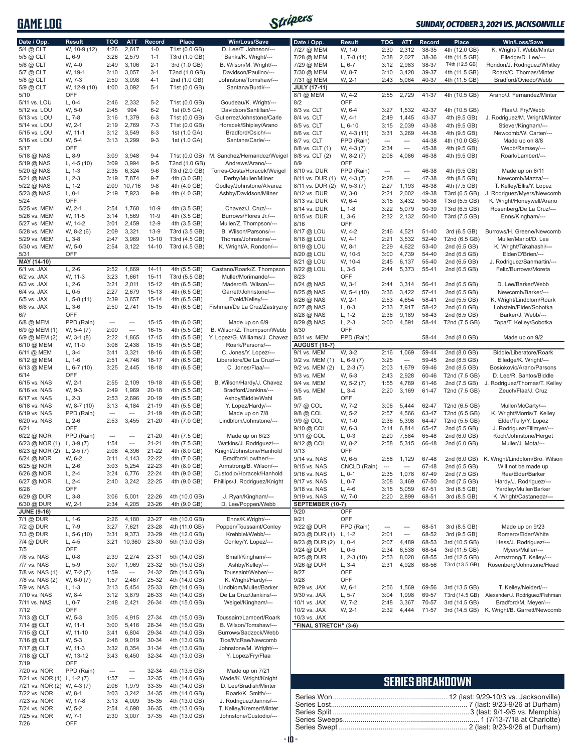# GAME LOG

*SUNDAY, OCTOBER 3, 2021 VS. JACKSONVILLE*

| Date / Opp. | Result | TOG | ATT | Record | Place | Win/Loss/Save |
|---|---|---|---|---|---|---|
| 5/4 @ CLT | W, 10-9 (12) | 4:26 | 2,617 | 1-0 | T1st (0.0 GB) | D. Lee/T. Johnson/--- |
| 5/5 @ CLT | L, 6-9 | 3:26 | 2,579 | 1-1 | T3rd (1.0 GB) | Banks/K. Wright/--- |
| 5/6 @ CLT | W, 4-0 | 2:49 | 3,106 | 2-1 | 3rd (1.0 GB) | B. Wilson/M. Wright/--- |
| 5/7 @ CLT | W, 19-1 | 3:10 | 3,057 | 3-1 | T2nd (1.0 GB) | Davidson/Paulino/--- |
| 5/8 @ CLT | W, 7-3 | 2:50 | 3,098 | 4-1 | 2nd (1.0 GB) | Johnstone/Tomshaw/--- |
| 5/9 @ CLT | W, 12-9 (10) | 4:00 | 3,092 | 5-1 | T1st (0.0 GB) | Santana/Burdi/--- |
| 5/10 | OFF | | | | | |
| 5/11 vs. LOU | L, 0-4 | 2:46 | 2,332 | 5-2 | T1st (0.0 GB) | Goudeau/K. Wright/--- |
| 5/12 vs. LOU | W, 5-0 | 2:45 | 994 | 6-2 | 1st (0.5 GA) | Davidson/Santillan/--- |
| 5/13 vs. LOU | L, 7-8 | 3:16 | 1,379 | 6-3 | T1st (0.0 GB) | Gutierrez/Johnstone/Carle |
| 5/14 vs. LOU | W, 2-1 | 2:19 | 2,769 | 7-3 | T1st (0.0 GB) | Horacek/Shipley/Arano |
| 5/15 vs. LOU | W, 11-1 | 3:12 | 3,549 | 8-3 | 1st (1.0 GA) | Bradford/Osich/--- |
| 5/16 vs. LOU | W, 5-4 | 3:13 | 3,299 | 9-3 | 1st (1.0 GA) | Santana/Carle/--- |
| 5/17 | OFF | | | | | |
| 5/18 @ NAS | L, 8-9 | 3:09 | 3,948 | 9-4 | T1st (0.0 GB) | M. Sanchez/Hernandez/Weigel |
| 5/19 @ NAS | L, 4-5 (10) | 3:09 | 3,994 | 9-5 | T2nd (1.0 GB) | Andrews/Arano/--- |
| 5/20 @ NAS | L, 1-3 | 2:35 | 6,324 | 9-6 | T3rd (2.0 GB) | Torres-Costa/Horacek/Weigel |
| 5/21 @ NAS | L, 2-3 | 3:19 | 7,874 | 9-7 | 4th (3.0 GB) | Derby/Muller/Milner |
| 5/22 @ NAS | L, 1-2 | 2:09 | 10,716 | 9-8 | 4th (4.0 GB) | Godley/Johnstone/Alvarez |
| 5/23 @ NAS | L, 0-1 | 2:19 | 7,923 | 9-9 | 4th (4.0 GB) | Ashby/Davidson/Milner |
| 5/24 | OFF | | | | | |
| 5/25 vs. MEM | W, 2-1 | 2:54 | 1,768 | 10-9 | 4th (3.5 GB) | Chavez/J. Cruz/--- |
| 5/26 vs. MEM | W, 11-5 | 3:14 | 1,569 | 11-9 | 4th (3.5 GB) | Burrows/Flores Jr./--- |
| 5/27 vs. MEM | W, 14-2 | 3:01 | 2,459 | 12-9 | 4th (3.5 GB) | Muller/Z. Thompson/--- |
| 5/28 vs. MEM | W, 8-2 (6) | 2:09 | 3,321 | 13-9 | T3rd (3.5 GB) | B. Wilson/Parsons/--- |
| 5/29 vs. MEM | L, 3-8 | 2:47 | 3,969 | 13-10 | T3rd (4.5 GB) | Thomas/Johnstone/--- |
| 5/30 vs. MEM | W, 5-0 | 2:54 | 3,122 | 14-10 | T3rd (4.5 GB) | K. Wright/A. Rondon/--- |
| 5/31 | OFF | | | | | |
| **MAY (14-10)** | | | | | | |
| 6/1 vs. JAX | L, 2-6 | 2:52 | 1,669 | 14-11 | 4th (5.5 GB) | Castano/Roark/Z. Thompson |
| 6/2 vs. JAX | W, 11-3 | 3:23 | 1,661 | 15-11 | T3rd (5.5 GB) | Muller/Morimando/--- |
| 6/3 vs. JAX | L, 2-6 | 3:21 | 2,011 | 15-12 | 4th (6.5 GB) | Madero/B. Wilson/--- |
| 6/4 vs. JAX | L, 0-5 | 2:27 | 2,679 | 15-13 | 4th (6.5 GB) | Garrett/Johnstone/--- |
| 6/5 vs. JAX | L, 5-8 (11) | 3:39 | 3,657 | 15-14 | 4th (6.5 GB) | Eveld/Kelley/--- |
| 6/6 vs. JAX | L, 3-6 | 2:50 | 2,741 | 15-15 | 4th (6.5 GB) | Fishman/De La Cruz/Zastryzny |
| 6/7 | OFF | | | | | |
| 6/8 @.MEM | PPD (Rain) | --- | --- | 15-15 | 4th (6.0 GB) | Made up on 6/9 |
| 6/9 @ MEM (1) | W, 5-4 (7) | 2:09 | --- | 16-15 | 4th (5.5 GB) | B. Wilson/Z. Thompson/Webb |
| 6/9 @ MEM (2) | W, 3-1 (8) | 2:22 | 1,865 | 17-15 | 4th (5.5 GB) | Y. Lopez/G. Williams/J. Chavez |
| 6/10 @ MEM | W, 11-0 | 3:08 | 2,438 | 18-15 | 4th (5.5 GB) | Roark/Parsons/--- |
| 6/11 @ MEM | L, 3-4 | 3:41 | 3,321 | 18-16 | 4th (6.5 GB) | C. Jones/Y. Lopez/--- |
| 6/12 @ MEM | L, 1-6 | 2:51 | 4,746 | 18-17 | 4th (6.5 GB) | Liberatore/De La Cruz/--- |
| 6/13 @ MEM | L, 6-7 (10) | 3:25 | 2,445 | 18-18 | 4th (6.5 GB) | C. Jones/Flaa/--- |
| 6/14 | OFF | | | | | |
| 6/15 vs. NAS | W, 2-1 | 2:55 | 2,109 | 19-18 | 4th (5.5 GB) | B. Wilson/Hardy/J. Chavez |
| 6/16 vs. NAS | W, 9-3 | 2:49 | 1,969 | 20-18 | 4th (5.5 GB) | Bradford/Jankins/--- |
| 6/17 vs. NAS | L, 2-3 | 2:53 | 2,696 | 20-19 | 4th (5.5 GB) | Ashby/Biddle/Wahl |
| 6/18 vs. NAS | W, 8-7 (10) | 3:13 | 4,184 | 21-19 | 4th (5.5 GB) | Y. Lopez/Hardy/--- |
| 6/19 vs. NAS | PPD (Rain) | --- | --- | 21-19 | 4th (6.0 GB) | Made up on 7/8 |
| 6/20 vs. NAS | L, 2-6 | 2:53 | 3,455 | 21-20 | 4th (7.0 GB) | Lindblom/Johnstone/--- |
| 6/21 | OFF | | | | | |
| 6/22 @ NOR | PPD (Rain) | --- | --- | 21-20 | 4th (7.5 GB) | Made up on 6/23 |
| 6/23 @ NOR (1) | L, 3-9 (7) | 1:54 | --- | 21-21 | 4th (7.5 GB) | Watkins/J. Rodriguez/--- |
| 6/23 @ NOR (2) | L, 2-5 (7) | 2:08 | 4,396 | 21-22 | 4th (8.0 GB) | Knight/Johnstone/Hanhold |
| 6/24 @ NOR | W, 6-2 | 3:11 | 4,143 | 22-22 | 4th (7.0 GB) | Bradford/Lowther/--- |
| 6/25 @ NOR | L, 2-6 | 3:03 | 5,254 | 22-23 | 4th (8.0 GB) | Armstrong/B. Wilson/--- |
| 6/26 @ NOR | L, 2-4 | 3:24 | 6,776 | 22-24 | 4th (9.0 GB) | Custodio/Horacek/Hanhold |
| 6/27 @ NOR | L, 2-4 | 2:40 | 3,242 | 22-25 | 4th (9.0 GB) | Phillips/J. Rodriguez/Knight |
| 6/28 | OFF | | | | | |
| 6/29 @ DUR | L, 3-8 | 3:06 | 5,001 | 22-26 | 4th (10.0 GB) | J. Ryan/Kingham/--- |
| 6/30 @ DUR | W, 2-1 | 2:34 | 4,205 | 23-26 | 4th (9.0 GB) | D. Lee/Poppen/Webb |
| **JUNE (9-16)** | | | | | | |
| 7/1 @ DUR | L, 1-6 | 2:26 | 4,180 | 23-27 | 4th (10.0 GB) | Enns/K.Wright/--- |
| 7/2 @ DUR | L, 7-9 | 3:27 | 7,621 | 23-28 | 4th (11.0 GB) | Poppen/Toussaint/Conley |
| 7/3 @ DUR | L, 5-6 (10) | 3:31 | 9,373 | 23-29 | 4th (12.0 GB) | Krehbiel/Webb/--- |
| 7/4 @ DUR | L, 4-5 | 3:21 | 10,360 | 23-30 | 5th (13.0 GB) | Conley/Y. Lopez/--- |
| 7/5 | OFF | | | | | |
| 7/6 vs. NAS | L, 0-8 | 2:39 | 2,274 | 23-31 | 5th (14.0 GB) | Small/Kingham/--- |
| 7/7 vs. NAS | L, 5-9 | 3:07 | 1,969 | 23-32 | 5th (15.0 GB) | Ashby/Kelley/--- |
| 7/8 vs. NAS (1) | W, 7-2 (7) | 1:59 | --- | 24-32 | 5th (14.5 GB) | Toussaint/Weber/--- |
| 7/8 vs. NAS (2) | W, 6-0 (7) | 1:57 | 2,467 | 25-32 | 4th (14.0 GB) | K. Wright/Hardy/--- |
| 7/9 vs. NAS | L, 1-3 | 3:13 | 5,454 | 25-33 | 6th (14.0 GB) | Lindblom/Muller/Barker |
| 7/10 vs. NAS | W, 8-4 | 3:12 | 3,879 | 26-33 | 4th (14.0 GB) | De La Cruz/Jankins/--- |
| 7/11 vs. NAS | L, 0-7 | 2:48 | 2,421 | 26-34 | 4th (15.0 GB) | Weigel/Kingham/--- |
| 7/12 | OFF | | | | | |
| 7/13 @ CLT | W, 5-3 | 3:05 | 4,915 | 27-34 | 4th (15.0 GB) | Toussaint/Lambert/Roark |
| 7/14 @ CLT | W, 11-1 | 3:00 | 5,416 | 28-34 | 4th (15.0 GB) | B. Wilson/Tomshaw/--- |
| 7/15 @ CLT | W, 11-10 | 3:41 | 6,804 | 29-34 | 4th (14.0 GB) | Burrows/Sadzeck/Webb |
| 7/16 @ CLT | W, 5-3 | 2:48 | 9,019 | 30-34 | 4th (13.0 GB) | Tice/McRae/Newcomb |
| 7/17 @ CLT | W, 11-3 | 3:32 | 8,354 | 31-34 | 4th (13.0 GB) | Johnstone/M. Wright/--- |
| 7/18 @ CLT | W, 13-12 | 3:43 | 6,450 | 32-34 | 4th (13.0 GB) | Y. Lopez/Fry/Flaa |
| 7/19 | OFF | | | | | |
| 7/20 vs. NOR | PPD (Rain) | --- | --- | 32-34 | 4th (13.5 GB) | Made up on 7/21 |
| 7/21 vs. NOR (1) | L, 1-2 (7) | 1:57 | --- | 32-35 | 4th (14.0 GB) | Wade/K. Wright/Knight |
| 7/21 vs. NOR (2) | W, 4-3 (7) | 2:06 | 1,979 | 33-35 | 4th (14.0 GB) | D. Lee/Bradish/Minter |
| 7/22 vs. NOR | W, 8-1 | 3:03 | 3,242 | 34-35 | 4th (14.0 GB) | Roark/K. Smith/--- |
| 7/23 vs. NOR | W, 17-8 | 3:13 | 4,009 | 35-35 | 4th (13.0 GB) | J. Rodriguez/Jannis/--- |
| 7/24 vs. NOR | W, 5-2 | 2:54 | 4,698 | 36-35 | 4th (13.0 GB) | T. Kelley/Kremer/Minter |
| 7/25 vs. NOR | W, 7-1 | 2:30 | 3,007 | 37-35 | 4th (13.0 GB) | Johnstone/Custodio/--- |
| 7/26 | OFF | | | | | |
| 7/27 @ MEM | W, 1-0 | 2:30 | 2,312 | 38-35 | 4th (12.0 GB) | K. Wright/T. Webb/Minter |
| 7/28 @ MEM | L, 7-8 (11) | 3:38 | 2,027 | 38-36 | 4th (11.5 GB) | Elledge/D. Lee/--- |
| 7/29 @ MEM | L, 6-7 | 3:12 | 2,983 | 38-37 | T4th (12.5 GB) | Rondon/J. Rodriguez/Whitley |
| 7/30 @ MEM | W, 8-7 | 3:10 | 3,428 | 39-37 | 4th (11.5 GB) | Roark/C. Thomas/Minter |
| 7/31 @ MEM | W, 2-1 | 2:43 | 5,064 | 40-37 | 4th (11.5 GB) | Bradford/Oviedo/Webb |
| **JULY (17-11)** | | | | | | |
| 8/1 @ MEM | W, 4-2 | 2:55 | 2,729 | 41-37 | 4th (10.5 GB) | Arano/J. Fernandez/Minter |
| 8/2 | OFF | | | | | |
| 8/3 vs. CLT | W, 6-4 | 3:27 | 1,532 | 42-37 | 4th (10.5 GB) | Flaa/J. Fry/Webb |
| 8/4 vs. CLT | W, 4-1 | 2:49 | 1,445 | 43-37 | 4th (9.5 GB) | J. Rodriguez/M. Wright/Minter |
| 8/5 vs. CLT | L, 6-10 | 3:15 | 2,039 | 43-38 | 4th (9.5 GB) | Stiever/Kingham/--- |
| 8/6 vs. CLT | W, 4-3 (11) | 3:31 | 3,269 | 44-38 | 4th (9.5 GB) | Newcomb/W. Carter/--- |
| 8/7 vs. CLT | PPD (Rain) | --- | --- | 44-38 | 4th (10.0 GB) | Made up on 8/8 |
| 8/8 vs. CLT (1) | W, 4-3 (7) | 2:34 | --- | 45-38 | 4th (9.5 GB) | Webb/Ramsey/--- |
| 8/8 vs. CLT (2) | W, 8-2 (7) | 2:08 | 4,086 | 46-38 | 4th (9.5 GB) | Roark/Lambert/--- |
| 8/9 | OFF | | | | | |
| 8/10 vs. DUR | PPD (Rain) | --- | --- | 46-38 | 4th (9.5 GB) | Made up on 8/11 |
| 8/11 vs. DUR (1) | W, 4-3 (7) | 2:28 | --- | 47-38 | 4th (8.5 GB) | Newcomb/Mazza/--- |
| 8/11 vs. DUR (2) | W, 5-3 (7) | 2:27 | 1,193 | 48-38 | 4th (7.5 GB) | T. Kelley/Ellis/Y. Lopez |
| 8/12 vs. DUR | W, 3-0 | 2:21 | 2,002 | 49-38 | T3rd (6.5 GB) | J. Rodriguez/Myers/Newcomb |
| 8/13 vs. DUR | W, 6-4 | 3:15 | 3,432 | 50-38 | T3rd (5.5 GB) | K. Wright/Honeywell/Arano |
| 8/14 vs. DUR | L, 1-8 | 3:22 | 5,079 | 50-39 | T3rd (6.5 GB) | Rosenberg/De La Cruz/--- |
| 8/15 vs. DUR | L, 3-6 | 2:32 | 2,132 | 50-40 | T3rd (7.5 GB) | Enns/Kingham/--- |
| 8/16 | OFF | | | | | |
| 8/17 @ LOU | W, 4-2 | 2:46 | 4,521 | 51-40 | 3rd (6.5 GB) | Burrows/H. Greene/Newcomb |
| 8/18 @ LOU | W, 4-1 | 2:21 | 3,532 | 52-40 | T2nd (6.5 GB) | Muller/Mariot/D. Lee |
| 8/19 @ LOU | W, 8-1 | 2:29 | 4,622 | 53-40 | 2nd (6.5 GB) | K. Wright/Takahashi/--- |
| 8/20 @ LOU | W, 10-5 | 3:00 | 4,739 | 54-40 | 2nd (6.5 GB) | Elder/O'Brien/--- |
| 8/21 @ LOU | W, 10-4 | 2:45 | 6,137 | 55-40 | 2nd (6.5 GB) | J. Rodriguez/Sanmartin/--- |
| 8/22 @ LOU | L, 3-5 | 2:44 | 5,373 | 55-41 | 2nd (6.5 GB) | Feliz/Burrows/Moreta |
| 8/23 | OFF | | | | | |
| 8/24 @ NAS | W, 3-1 | 2:44 | 3,314 | 56-41 | 2nd (6.5 GB) | D. Lee/Barker/Webb |
| 8/25 @ NAS | W, 5-4 (10) | 3:36 | 3,422 | 57-41 | 2nd (6.5 GB) | Newcomb/Barker/--- |
| 8/26 @ NAS | W, 2-1 | 2:53 | 4,654 | 58-41 | 2nd (5.5 GB) | K. Wright/Lindblom/Roark |
| 8/27 @ NAS | L, 0-3 | 2:33 | 7,917 | 58-42 | 2nd (6.0 GB) | Lobstein/Elder/Sobotka |
| 8/28 @ NAS | L, 1-2 | 2:36 | 9,189 | 58-43 | 2nd (6.5 GB) | Barker/J. Webb/--- |
| 8/29 @ NAS | L, 2-3 | 3:00 | 4,591 | 58-44 | T2nd (7.5 GB) | Topa/T. Kelley/Sobotka |
| 8/30 | OFF | | | | | |
| 8/31 vs. MEM | PPD (Rain) | | | 58-44 | 2nd (8.0 GB) | Made up on 9/2 |
| **AUGUST (18-7)** | | | | | | |
| 9/1 vs. MEM | W, 3-2 | 2:16 | 1,069 | 59-44 | 2nd (8.0 GB) | Biddle/Liberatore/Roark |
| 9/2 vs. MEM (1) | L, 6-9 (7) | 3:25 | --- | 59-45 | 2nd (8.5 GB) | Elledge/K. Wright/--- |
| 9/2 vs. MEM (2) | L, 2-3 (7) | 2:03 | 1,679 | 59-46 | 2nd (8.5 GB) | Bosiokovic/Arano/Parsons |
| 9/3 vs. MEM | W, 5-3 | 2:43 | 2,928 | 60-46 | T2nd (7.5 GB) | D. Lee/R. Santos/Biddle |
| 9/4 vs. MEM | W, 5-2 (7) | 1:55 | 4,789 | 61-46 | 2nd (7.5 GB) | J. Rodriguez/Thomas/T. Kelley |
| 9/5 vs. MEM | L, 3-4 | 2:20 | 3,169 | 61-47 | T2nd (7.5 GB) | Zeuch/Flaa/J. Cruz |
| 9/6 | OFF | | | | | |
| 9/7 @ COL | W, 7-2 | 3:06 | 5,444 | 62-47 | T2nd (6.5 GB) | Muller/McCarty/--- |
| 9/8 @ COL | W, 5-2 | 2:57 | 4,566 | 63-47 | T2nd (6.5 GB) | K. Wright/Morris/T. Kelley |
| 9/9 @ COL | W, 1-0 | 2:36 | 5,398 | 64-47 | T2nd (5.5 GB) | Elder/Tully/Y. Lopez |
| 9/10 @ COL | W, 6-3 | 3:14 | 6,814 | 65-47 | 2nd (5.5 GB) | J. Rodriguez/Fillmyer/--- |
| 9/11 @ COL | L, 0-3 | 2:20 | 7,584 | 65-48 | 2nd (6.0 GB) | Koch/Johnstone/Herget |
| 9/12 @ COL | W, 8-2 | 2:58 | 5,315 | 66-48 | 2nd (6.0 GB) | Muller/J. Mota/--- |
| 9/13 | OFF | | | | | |
| 9/14 vs. NAS | W, 6-5 | 2:58 | 1,129 | 67-48 | 2nd (6.0 GB) | K. Wright/Lindblom/Bro. Wilson |
| 9/15 vs. NAS | CNCLD (Rain) | --- | --- | 67-48 | 2nd (6.5 GB) | Will not be made up |
| 9/16 vs. NAS | L, 0-1 | 2:35 | 1,078 | 67-49 | 2nd (7.5 GB) | Rea/Elder/Barker |
| 9/17 vs. NAS | L, 0-7 | 3:08 | 3,469 | 67-50 | 2nd (7.5 GB) | Hardy/J. Rodriguez/--- |
| 9/18 vs. NAS | L, 4-6 | 3:15 | 5,059 | 67-51 | 3rd (8.5 GB) | Yardley/Muller/Barker |
| 9/19 vs. NAS | W, 7-0 | 2:20 | 2,899 | 68-51 | 3rd (8.5 GB) | K. Wright/Castaneda/--- |
| **SEPTEMBER (10-7)** | | | | | | |
| 9/20 | OFF | | | | | |
| 9/21 | OFF | | | | | |
| 9/22 @ DUR | PPD (Rain) | --- | --- | 68-51 | 3rd (8.5 GB) | Made up on 9/23 |
| 9/23 @ DUR (1) | L, 1-2 | 2:01 | --- | 68-52 | 3rd (9.5 GB) | Romero/Elder/White |
| 9/23 @ DUR (2) | L, 0-4 | 2:07 | 4,489 | 68-53 | 3rd (10.5 GB) | Hess/J. Rodriguez/--- |
| 9/24 @ DUR | L, 0-5 | 2:34 | 6,538 | 68-54 | 3rd (11.5 GB) | Myers/Muller/--- |
| 9/25 @ DUR | L, 2-3 (10) | 2:53 | 8,028 | 68-55 | 3rd (12.5 GB) | Armstrong/T. Kelley/--- |
| 9/26 @ DUR | L, 3-4 | 2:31 | 4,928 | 68-56 | T3rd (13.5 GB) | Rosenberg/Johnstone/Head |
| 9/27 | OFF | | | | | |
| 9/28 | OFF | | | | | |
| 9/29 vs. JAX | W, 6-1 | 2:56 | 1,569 | 69-56 | 3rd (13.5 GB) | T. Kelley/Neidert/--- |
| 9/30 vs. JAX | L, 5-7 | 3:04 | 1,998 | 69-57 | T3rd (14.5 GB) | Alexander/J. Rodriguez/Fishman |
| 10/1 vs. JAX | W, 7-2 | 2:48 | 3,367 | 70-57 | 3rd (14.5 GB) | Bradford/M. Meyer/--- |
| 10/2 vs. JAX | W, 2-1 | 2:32 | 4,444 | 71-57 | 3rd (14.5 GB) | K. Wright/B. Garrett/Newcomb |
| 10/3 vs. JAX | | | | | | |
| **"FINAL STRETCH" (3-6)** | | | | | | |

## SERIES BREAKDOWN

Series Won ............ 12 (last: 9/29-10/3 vs. Jacksonville)
Series Lost ............ 7 (last: 9/23-9/26 at Durham)
Series Split ............ 3 (last: 9/1-9/5 vs. Memphis)
Series Sweeps ............ 1 (7/13-7/18 at Charlotte)
Series Swept ............ 2 (last: 9/23-9/26 at Durham)